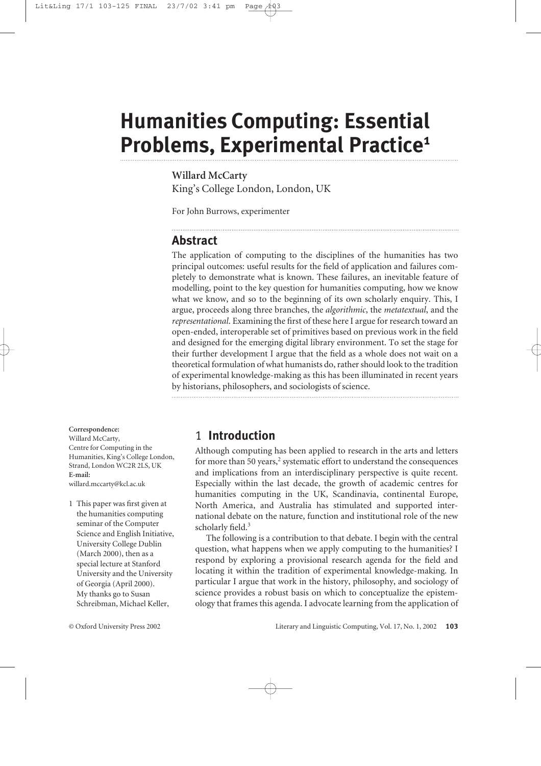# Humanities Computing: Essential Problems, Experimental Practice[1]

**Willard McCarty**
King's College London, London, UK

For John Burrows, experimenter

## Abstract

The application of computing to the disciplines of the humanities has two principal outcomes: useful results for the field of application and failures completely to demonstrate what is known. These failures, an inevitable feature of modelling, point to the key question for humanities computing, how we know what we know, and so to the beginning of its own scholarly enquiry. This, I argue, proceeds along three branches, the *algorithmic*, the *metatextual*, and the *representational*. Examining the first of these here I argue for research toward an open-ended, interoperable set of primitives based on previous work in the field and designed for the emerging digital library environment. To set the stage for their further development I argue that the field as a whole does not wait on a theoretical formulation of what humanists do, rather should look to the tradition of experimental knowledge-making as this has been illuminated in recent years by historians, philosophers, and sociologists of science.

**Correspondence:**
Willard McCarty,
Centre for Computing in the Humanities, King's College London, Strand, London WC2R 2LS, UK
**E-mail:**
willard.mccarty@kcl.ac.uk

## 1 Introduction

Although computing has been applied to research in the arts and letters for more than 50 years,[2] systematic effort to understand the consequences and implications from an interdisciplinary perspective is quite recent. Especially within the last decade, the growth of academic centres for humanities computing in the UK, Scandinavia, continental Europe, North America, and Australia has stimulated and supported international debate on the nature, function and institutional role of the new scholarly field.[3]

The following is a contribution to that debate. I begin with the central question, what happens when we apply computing to the humanities? I respond by exploring a provisional research agenda for the field and locating it within the tradition of experimental knowledge-making. In particular I argue that work in the history, philosophy, and sociology of science provides a robust basis on which to conceptualize the epistemology that frames this agenda. I advocate learning from the application of

1 This paper was first given at the humanities computing seminar of the Computer Science and English Initiative, University College Dublin (March 2000), then as a special lecture at Stanford University and the University of Georgia (April 2000). My thanks go to Susan Schreibman, Michael Keller,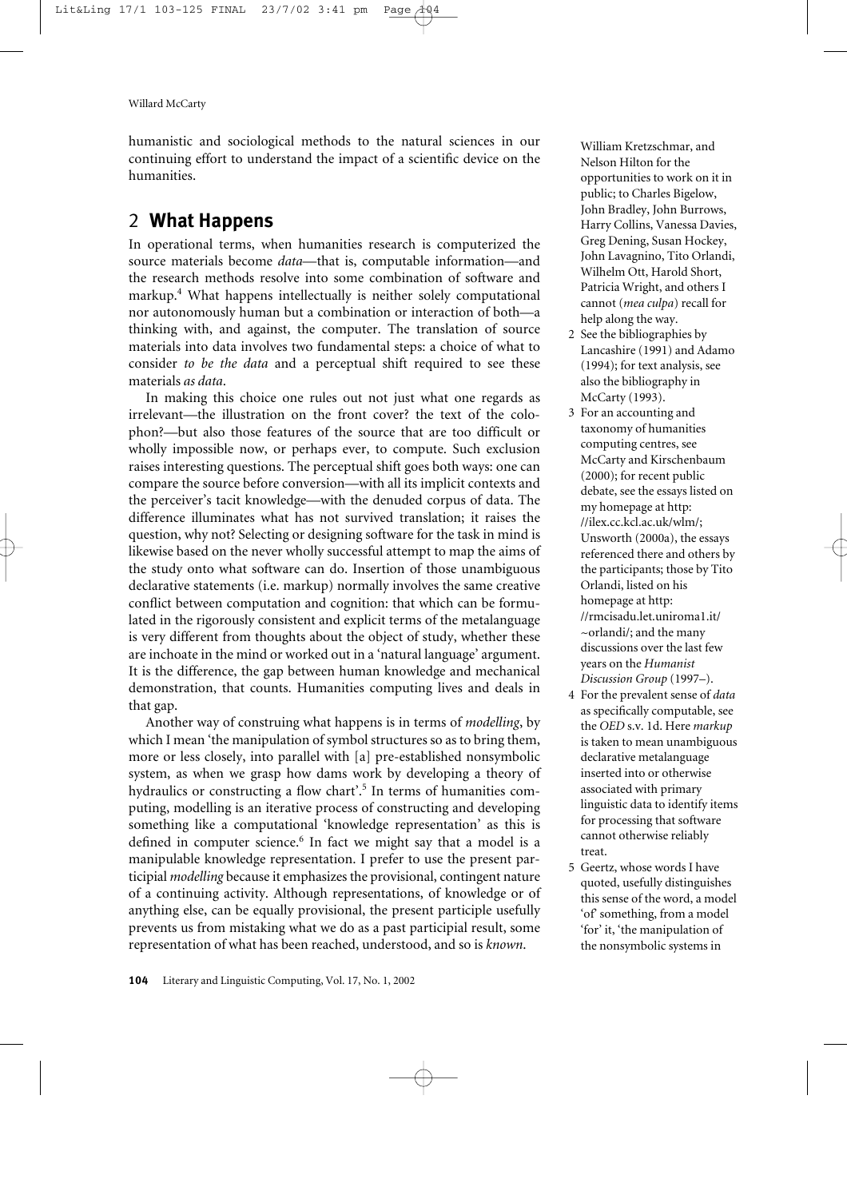humanistic and sociological methods to the natural sciences in our continuing effort to understand the impact of a scientific device on the humanities.

## 2 What Happens

In operational terms, when humanities research is computerized the source materials become *data*—that is, computable information—and the research methods resolve into some combination of software and markup.[4] What happens intellectually is neither solely computational nor autonomously human but a combination or interaction of both—a thinking with, and against, the computer. The translation of source materials into data involves two fundamental steps: a choice of what to consider *to be the data* and a perceptual shift required to see these materials *as data*.

In making this choice one rules out not just what one regards as irrelevant—the illustration on the front cover? the text of the colophon?—but also those features of the source that are too difficult or wholly impossible now, or perhaps ever, to compute. Such exclusion raises interesting questions. The perceptual shift goes both ways: one can compare the source before conversion—with all its implicit contexts and the perceiver's tacit knowledge—with the denuded corpus of data. The difference illuminates what has not survived translation; it raises the question, why not? Selecting or designing software for the task in mind is likewise based on the never wholly successful attempt to map the aims of the study onto what software can do. Insertion of those unambiguous declarative statements (i.e. markup) normally involves the same creative conflict between computation and cognition: that which can be formulated in the rigorously consistent and explicit terms of the metalanguage is very different from thoughts about the object of study, whether these are inchoate in the mind or worked out in a 'natural language' argument. It is the difference, the gap between human knowledge and mechanical demonstration, that counts. Humanities computing lives and deals in that gap.

Another way of construing what happens is in terms of *modelling*, by which I mean 'the manipulation of symbol structures so as to bring them, more or less closely, into parallel with [a] pre-established nonsymbolic system, as when we grasp how dams work by developing a theory of hydraulics or constructing a flow chart'.[5] In terms of humanities computing, modelling is an iterative process of constructing and developing something like a computational 'knowledge representation' as this is defined in computer science.[6] In fact we might say that a model is a manipulable knowledge representation. I prefer to use the present participial *modelling* because it emphasizes the provisional, contingent nature of a continuing activity. Although representations, of knowledge or of anything else, can be equally provisional, the present participle usefully prevents us from mistaking what we do as a past participial result, some representation of what has been reached, understood, and so is *known*.

---

William Kretzschmar, and Nelson Hilton for the opportunities to work on it in public; to Charles Bigelow, John Bradley, John Burrows, Harry Collins, Vanessa Davies, Greg Dening, Susan Hockey, John Lavagnino, Tito Orlandi, Wilhelm Ott, Harold Short, Patricia Wright, and others I cannot (*mea culpa*) recall for help along the way.

2 See the bibliographies by Lancashire (1991) and Adamo (1994); for text analysis, see also the bibliography in McCarty (1993).

3 For an accounting and taxonomy of humanities computing centres, see McCarty and Kirschenbaum (2000); for recent public debate, see the essays listed on my homepage at http://ilex.cc.kcl.ac.uk/wlm/; Unsworth (2000a), the essays referenced there and others by the participants; those by Tito Orlandi, listed on his homepage at http://rmcisadu.let.uniroma1.it/~orlandi/; and the many discussions over the last few years on the *Humanist Discussion Group* (1997–).

4 For the prevalent sense of *data* as specifically computable, see the *OED* s.v. 1d. Here *markup* is taken to mean unambiguous declarative metalanguage inserted into or otherwise associated with primary linguistic data to identify items for processing that software cannot otherwise reliably treat.

5 Geertz, whose words I have quoted, usefully distinguishes this sense of the word, a model 'of' something, from a model 'for' it, 'the manipulation of the nonsymbolic systems in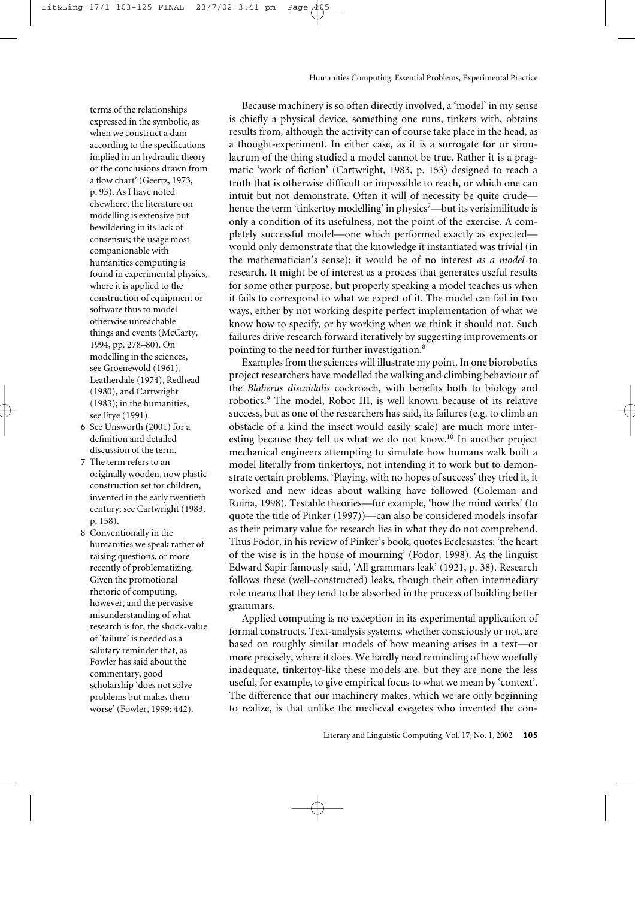Because machinery is so often directly involved, a 'model' in my sense is chiefly a physical device, something one runs, tinkers with, obtains results from, although the activity can of course take place in the head, as a thought-experiment. In either case, as it is a surrogate for or simulacrum of the thing studied a model cannot be true. Rather it is a pragmatic 'work of fiction' (Cartwright, 1983, p. 153) designed to reach a truth that is otherwise difficult or impossible to reach, or which one can intuit but not demonstrate. Often it will of necessity be quite crude—hence the term 'tinkertoy modelling' in physics[7]—but its verisimilitude is only a condition of its usefulness, not the point of the exercise. A completely successful model—one which performed exactly as expected—would only demonstrate that the knowledge it instantiated was trivial (in the mathematician's sense); it would be of no interest *as a model* to research. It might be of interest as a process that generates useful results for some other purpose, but properly speaking a model teaches us when it fails to correspond to what we expect of it. The model can fail in two ways, either by not working despite perfect implementation of what we know how to specify, or by working when we think it should not. Such failures drive research forward iteratively by suggesting improvements or pointing to the need for further investigation.[8]

Examples from the sciences will illustrate my point. In one biorobotics project researchers have modelled the walking and climbing behaviour of the *Blaberus discoidalis* cockroach, with benefits both to biology and robotics.[9] The model, Robot III, is well known because of its relative success, but as one of the researchers has said, its failures (e.g. to climb an obstacle of a kind the insect would easily scale) are much more interesting because they tell us what we do not know.[10] In another project mechanical engineers attempting to simulate how humans walk built a model literally from tinkertoys, not intending it to work but to demonstrate certain problems. 'Playing, with no hopes of success' they tried it, it worked and new ideas about walking have followed (Coleman and Ruina, 1998). Testable theories—for example, 'how the mind works' (to quote the title of Pinker (1997))—can also be considered models insofar as their primary value for research lies in what they do not comprehend. Thus Fodor, in his review of Pinker's book, quotes Ecclesiastes: 'the heart of the wise is in the house of mourning' (Fodor, 1998). As the linguist Edward Sapir famously said, 'All grammars leak' (1921, p. 38). Research follows these (well-constructed) leaks, though their often intermediary role means that they tend to be absorbed in the process of building better grammars.

Applied computing is no exception in its experimental application of formal constructs. Text-analysis systems, whether consciously or not, are based on roughly similar models of how meaning arises in a text—or more precisely, where it does. We hardly need reminding of how woefully inadequate, tinkertoy-like these models are, but they are none the less useful, for example, to give empirical focus to what we mean by 'context'. The difference that our machinery makes, which we are only beginning to realize, is that unlike the medieval exegetes who invented the con-

---

terms of the relationships expressed in the symbolic, as when we construct a dam according to the specifications implied in an hydraulic theory or the conclusions drawn from a flow chart' (Geertz, 1973, p. 93). As I have noted elsewhere, the literature on modelling is extensive but bewildering in its lack of consensus; the usage most companionable with humanities computing is found in experimental physics, where it is applied to the construction of equipment or software thus to model otherwise unreachable things and events (McCarty, 1994, pp. 278–80). On modelling in the sciences, see Groenewold (1961), Leatherdale (1974), Redhead (1980), and Cartwright (1983); in the humanities, see Frye (1991).

6 See Unsworth (2001) for a definition and detailed discussion of the term.

7 The term refers to an originally wooden, now plastic construction set for children, invented in the early twentieth century; see Cartwright (1983, p. 158).

8 Conventionally in the humanities we speak rather of raising questions, or more recently of problematizing. Given the promotional rhetoric of computing, however, and the pervasive misunderstanding of what research is for, the shock-value of 'failure' is needed as a salutary reminder that, as Fowler has said about the commentary, good scholarship 'does not solve problems but makes them worse' (Fowler, 1999: 442).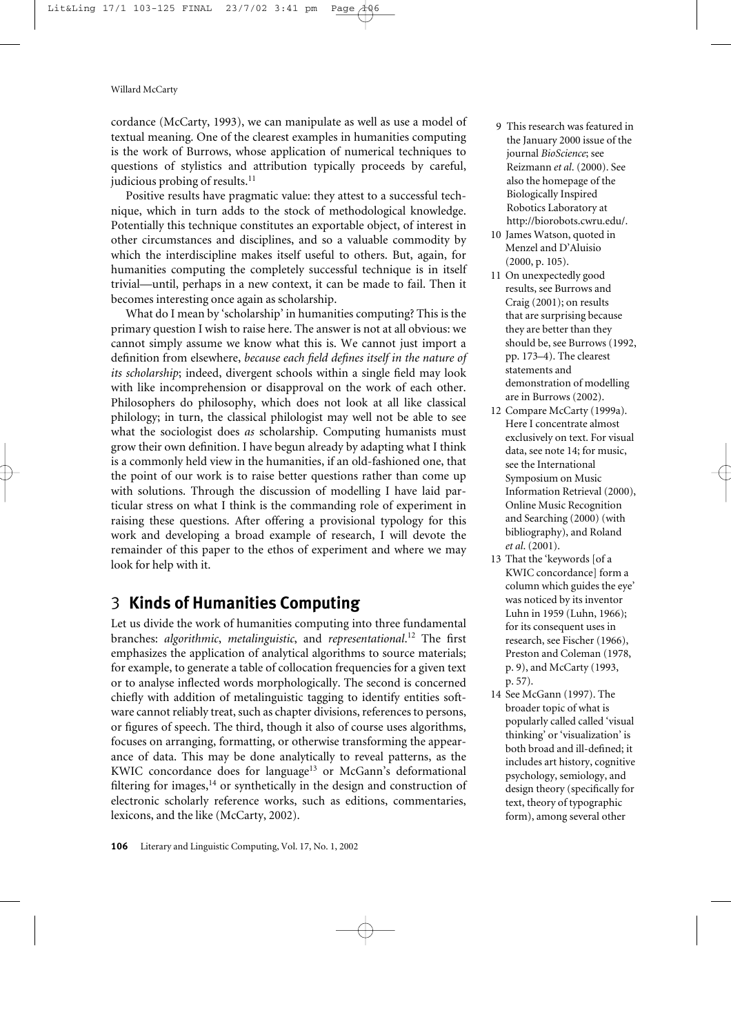cordance (McCarty, 1993), we can manipulate as well as use a model of textual meaning. One of the clearest examples in humanities computing is the work of Burrows, whose application of numerical techniques to questions of stylistics and attribution typically proceeds by careful, judicious probing of results.[11]

Positive results have pragmatic value: they attest to a successful technique, which in turn adds to the stock of methodological knowledge. Potentially this technique constitutes an exportable object, of interest in other circumstances and disciplines, and so a valuable commodity by which the interdiscipline makes itself useful to others. But, again, for humanities computing the completely successful technique is in itself trivial—until, perhaps in a new context, it can be made to fail. Then it becomes interesting once again as scholarship.

What do I mean by 'scholarship' in humanities computing? This is the primary question I wish to raise here. The answer is not at all obvious: we cannot simply assume we know what this is. We cannot just import a definition from elsewhere, *because each field defines itself in the nature of its scholarship*; indeed, divergent schools within a single field may look with like incomprehension or disapproval on the work of each other. Philosophers do philosophy, which does not look at all like classical philology; in turn, the classical philologist may well not be able to see what the sociologist does *as* scholarship. Computing humanists must grow their own definition. I have begun already by adapting what I think is a commonly held view in the humanities, if an old-fashioned one, that the point of our work is to raise better questions rather than come up with solutions. Through the discussion of modelling I have laid particular stress on what I think is the commanding role of experiment in raising these questions. After offering a provisional typology for this work and developing a broad example of research, I will devote the remainder of this paper to the ethos of experiment and where we may look for help with it.

## 3 Kinds of Humanities Computing

Let us divide the work of humanities computing into three fundamental branches: *algorithmic*, *metalinguistic*, and *representational*.[12] The first emphasizes the application of analytical algorithms to source materials; for example, to generate a table of collocation frequencies for a given text or to analyse inflected words morphologically. The second is concerned chiefly with addition of metalinguistic tagging to identify entities software cannot reliably treat, such as chapter divisions, references to persons, or figures of speech. The third, though it also of course uses algorithms, focuses on arranging, formatting, or otherwise transforming the appearance of data. This may be done analytically to reveal patterns, as the KWIC concordance does for language[13] or McGann's deformational filtering for images,[14] or synthetically in the design and construction of electronic scholarly reference works, such as editions, commentaries, lexicons, and the like (McCarty, 2002).

---

9 This research was featured in the January 2000 issue of the journal *BioScience*; see Reizmann *et al.* (2000). See also the homepage of the Biologically Inspired Robotics Laboratory at http://biorobots.cwru.edu/.

10 James Watson, quoted in Menzel and D'Aluisio (2000, p. 105).

11 On unexpectedly good results, see Burrows and Craig (2001); on results that are surprising because they are better than they should be, see Burrows (1992, pp. 173–4). The clearest statements and demonstration of modelling are in Burrows (2002).

12 Compare McCarty (1999a). Here I concentrate almost exclusively on text. For visual data, see note 14; for music, see the International Symposium on Music Information Retrieval (2000), Online Music Recognition and Searching (2000) (with bibliography), and Roland *et al.* (2001).

13 That the 'keywords [of a KWIC concordance] form a column which guides the eye' was noticed by its inventor Luhn in 1959 (Luhn, 1966); for its consequent uses in research, see Fischer (1966), Preston and Coleman (1978, p. 9), and McCarty (1993, p. 57).

14 See McGann (1997). The broader topic of what is popularly called called 'visual thinking' or 'visualization' is both broad and ill-defined; it includes art history, cognitive psychology, semiology, and design theory (specifically for text, theory of typographic form), among several other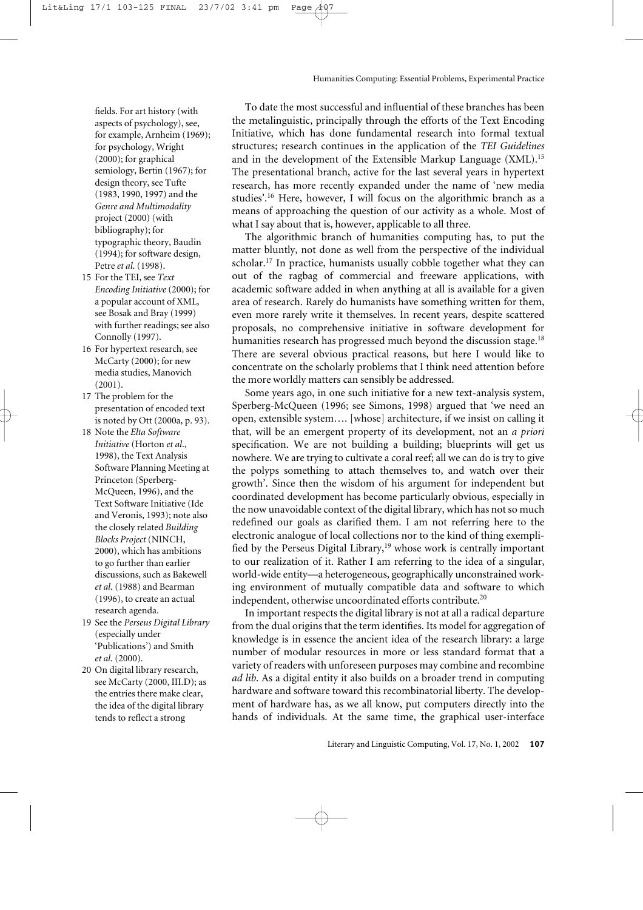fields. For art history (with aspects of psychology), see, for example, Arnheim (1969); for psychology, Wright (2000); for graphical semiology, Bertin (1967); for design theory, see Tufte (1983, 1990, 1997) and the *Genre and Multimodality* project (2000) (with bibliography); for typographic theory, Baudin (1994); for software design, Petre *et al.* (1998).

15 For the TEI, see *Text Encoding Initiative* (2000); for a popular account of XML, see Bosak and Bray (1999) with further readings; see also Connolly (1997).

16 For hypertext research, see McCarty (2000); for new media studies, Manovich (2001).

17 The problem for the presentation of encoded text is noted by Ott (2000a, p. 93).

18 Note the *Elta Software Initiative* (Horton *et al.*, 1998), the Text Analysis Software Planning Meeting at Princeton (Sperberg-McQueen, 1996), and the Text Software Initiative (Ide and Veronis, 1993); note also the closely related *Building Blocks Project* (NINCH, 2000), which has ambitions to go further than earlier discussions, such as Bakewell *et al.* (1988) and Bearman (1996), to create an actual research agenda.

19 See the *Perseus Digital Library* (especially under 'Publications') and Smith *et al.* (2000).

20 On digital library research, see McCarty (2000, III.D); as the entries there make clear, the idea of the digital library tends to reflect a strong

To date the most successful and influential of these branches has been the metalinguistic, principally through the efforts of the Text Encoding Initiative, which has done fundamental research into formal textual structures; research continues in the application of the *TEI Guidelines* and in the development of the Extensible Markup Language (XML).[15] The presentational branch, active for the last several years in hypertext research, has more recently expanded under the name of 'new media studies'.[16] Here, however, I will focus on the algorithmic branch as a means of approaching the question of our activity as a whole. Most of what I say about that is, however, applicable to all three.

The algorithmic branch of humanities computing has, to put the matter bluntly, not done as well from the perspective of the individual scholar.[17] In practice, humanists usually cobble together what they can out of the ragbag of commercial and freeware applications, with academic software added in when anything at all is available for a given area of research. Rarely do humanists have something written for them, even more rarely write it themselves. In recent years, despite scattered proposals, no comprehensive initiative in software development for humanities research has progressed much beyond the discussion stage.[18] There are several obvious practical reasons, but here I would like to concentrate on the scholarly problems that I think need attention before the more worldly matters can sensibly be addressed.

Some years ago, in one such initiative for a new text-analysis system, Sperberg-McQueen (1996; see Simons, 1998) argued that 'we need an open, extensible system.… [whose] architecture, if we insist on calling it that, will be an emergent property of its development, not an *a priori* specification. We are not building a building; blueprints will get us nowhere. We are trying to cultivate a coral reef; all we can do is try to give the polyps something to attach themselves to, and watch over their growth'. Since then the wisdom of his argument for independent but coordinated development has become particularly obvious, especially in the now unavoidable context of the digital library, which has not so much redefined our goals as clarified them. I am not referring here to the electronic analogue of local collections nor to the kind of thing exemplified by the Perseus Digital Library,[19] whose work is centrally important to our realization of it. Rather I am referring to the idea of a singular, world-wide entity—a heterogeneous, geographically unconstrained working environment of mutually compatible data and software to which independent, otherwise uncoordinated efforts contribute.[20]

In important respects the digital library is not at all a radical departure from the dual origins that the term identifies. Its model for aggregation of knowledge is in essence the ancient idea of the research library: a large number of modular resources in more or less standard format that a variety of readers with unforeseen purposes may combine and recombine *ad lib*. As a digital entity it also builds on a broader trend in computing hardware and software toward this recombinatorial liberty. The development of hardware has, as we all know, put computers directly into the hands of individuals. At the same time, the graphical user-interface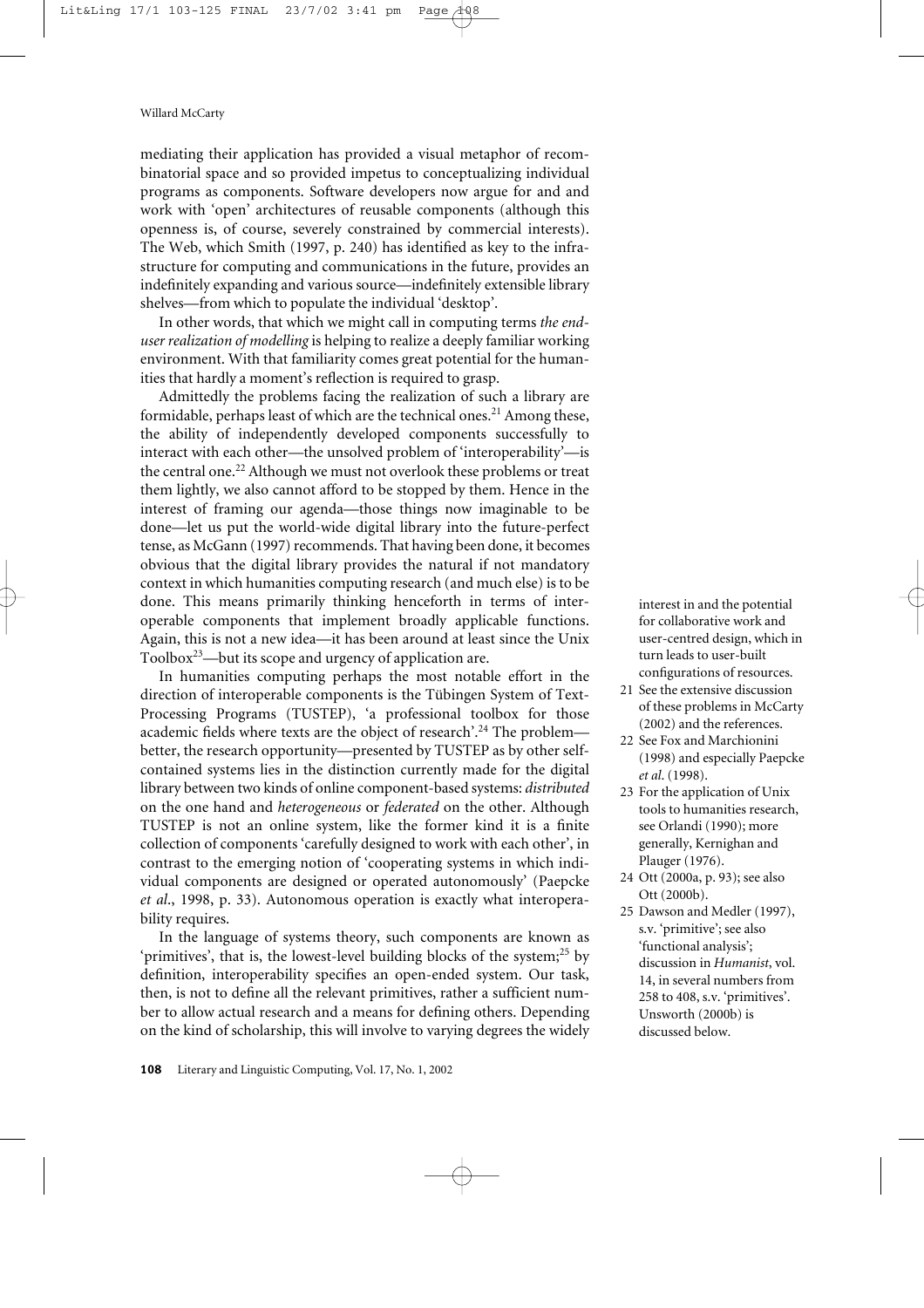mediating their application has provided a visual metaphor of recombinatorial space and so provided impetus to conceptualizing individual programs as components. Software developers now argue for and and work with 'open' architectures of reusable components (although this openness is, of course, severely constrained by commercial interests). The Web, which Smith (1997, p. 240) has identified as key to the infrastructure for computing and communications in the future, provides an indefinitely expanding and various source—indefinitely extensible library shelves—from which to populate the individual 'desktop'.

In other words, that which we might call in computing terms *the end-user realization of modelling* is helping to realize a deeply familiar working environment. With that familiarity comes great potential for the humanities that hardly a moment's reflection is required to grasp.

Admittedly the problems facing the realization of such a library are formidable, perhaps least of which are the technical ones.[21] Among these, the ability of independently developed components successfully to interact with each other—the unsolved problem of 'interoperability'—is the central one.[22] Although we must not overlook these problems or treat them lightly, we also cannot afford to be stopped by them. Hence in the interest of framing our agenda—those things now imaginable to be done—let us put the world-wide digital library into the future-perfect tense, as McGann (1997) recommends. That having been done, it becomes obvious that the digital library provides the natural if not mandatory context in which humanities computing research (and much else) is to be done. This means primarily thinking henceforth in terms of interoperable components that implement broadly applicable functions. Again, this is not a new idea—it has been around at least since the Unix Toolbox[23]—but its scope and urgency of application are.

In humanities computing perhaps the most notable effort in the direction of interoperable components is the Tübingen System of Text-Processing Programs (TUSTEP), 'a professional toolbox for those academic fields where texts are the object of research'.[24] The problem—better, the research opportunity—presented by TUSTEP as by other self-contained systems lies in the distinction currently made for the digital library between two kinds of online component-based systems: *distributed* on the one hand and *heterogeneous* or *federated* on the other. Although TUSTEP is not an online system, like the former kind it is a finite collection of components 'carefully designed to work with each other', in contrast to the emerging notion of 'cooperating systems in which individual components are designed or operated autonomously' (Paepcke *et al*., 1998, p. 33). Autonomous operation is exactly what interoperability requires.

In the language of systems theory, such components are known as 'primitives', that is, the lowest-level building blocks of the system;[25] by definition, interoperability specifies an open-ended system. Our task, then, is not to define all the relevant primitives, rather a sufficient number to allow actual research and a means for defining others. Depending on the kind of scholarship, this will involve to varying degrees the widely

interest in and the potential for collaborative work and user-centred design, which in turn leads to user-built configurations of resources.

21 See the extensive discussion of these problems in McCarty (2002) and the references.

22 See Fox and Marchionini (1998) and especially Paepcke *et al*. (1998).

23 For the application of Unix tools to humanities research, see Orlandi (1990); more generally, Kernighan and Plauger (1976).

24 Ott (2000a, p. 93); see also Ott (2000b).

25 Dawson and Medler (1997), s.v. 'primitive'; see also 'functional analysis'; discussion in *Humanist*, vol. 14, in several numbers from 258 to 408, s.v. 'primitives'. Unsworth (2000b) is discussed below.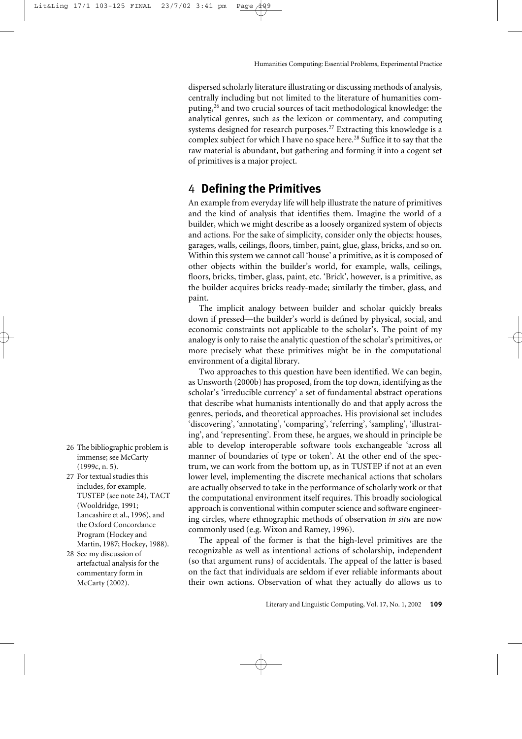dispersed scholarly literature illustrating or discussing methods of analysis, centrally including but not limited to the literature of humanities computing,[26] and two crucial sources of tacit methodological knowledge: the analytical genres, such as the lexicon or commentary, and computing systems designed for research purposes.[27] Extracting this knowledge is a complex subject for which I have no space here.[28] Suffice it to say that the raw material is abundant, but gathering and forming it into a cogent set of primitives is a major project.

## 4 Defining the Primitives

An example from everyday life will help illustrate the nature of primitives and the kind of analysis that identifies them. Imagine the world of a builder, which we might describe as a loosely organized system of objects and actions. For the sake of simplicity, consider only the objects: houses, garages, walls, ceilings, floors, timber, paint, glue, glass, bricks, and so on. Within this system we cannot call 'house' a primitive, as it is composed of other objects within the builder's world, for example, walls, ceilings, floors, bricks, timber, glass, paint, etc. 'Brick', however, is a primitive, as the builder acquires bricks ready-made; similarly the timber, glass, and paint.

The implicit analogy between builder and scholar quickly breaks down if pressed—the builder's world is defined by physical, social, and economic constraints not applicable to the scholar's. The point of my analogy is only to raise the analytic question of the scholar's primitives, or more precisely what these primitives might be in the computational environment of a digital library.

Two approaches to this question have been identified. We can begin, as Unsworth (2000b) has proposed, from the top down, identifying as the scholar's 'irreducible currency' a set of fundamental abstract operations that describe what humanists intentionally do and that apply across the genres, periods, and theoretical approaches. His provisional set includes 'discovering', 'annotating', 'comparing', 'referring', 'sampling', 'illustrating', and 'representing'. From these, he argues, we should in principle be able to develop interoperable software tools exchangeable 'across all manner of boundaries of type or token'. At the other end of the spectrum, we can work from the bottom up, as in TUSTEP if not at an even lower level, implementing the discrete mechanical actions that scholars are actually observed to take in the performance of scholarly work or that the computational environment itself requires. This broadly sociological approach is conventional within computer science and software engineering circles, where ethnographic methods of observation *in situ* are now commonly used (e.g. Wixon and Ramey, 1996).

The appeal of the high-level primitives are the recognizable as well as intentional actions of scholarship, independent (so that argument runs) of accidentals. The appeal of the latter is based on the fact that individuals are seldom if ever reliable informants about their own actions. Observation of what they actually do allows us to

---

26 The bibliographic problem is immense; see McCarty (1999c, n. 5).

27 For textual studies this includes, for example, TUSTEP (see note 24), TACT (Wooldridge, 1991; Lancashire et al., 1996), and the Oxford Concordance Program (Hockey and Martin, 1987; Hockey, 1988).

28 See my discussion of artefactual analysis for the commentary form in McCarty (2002).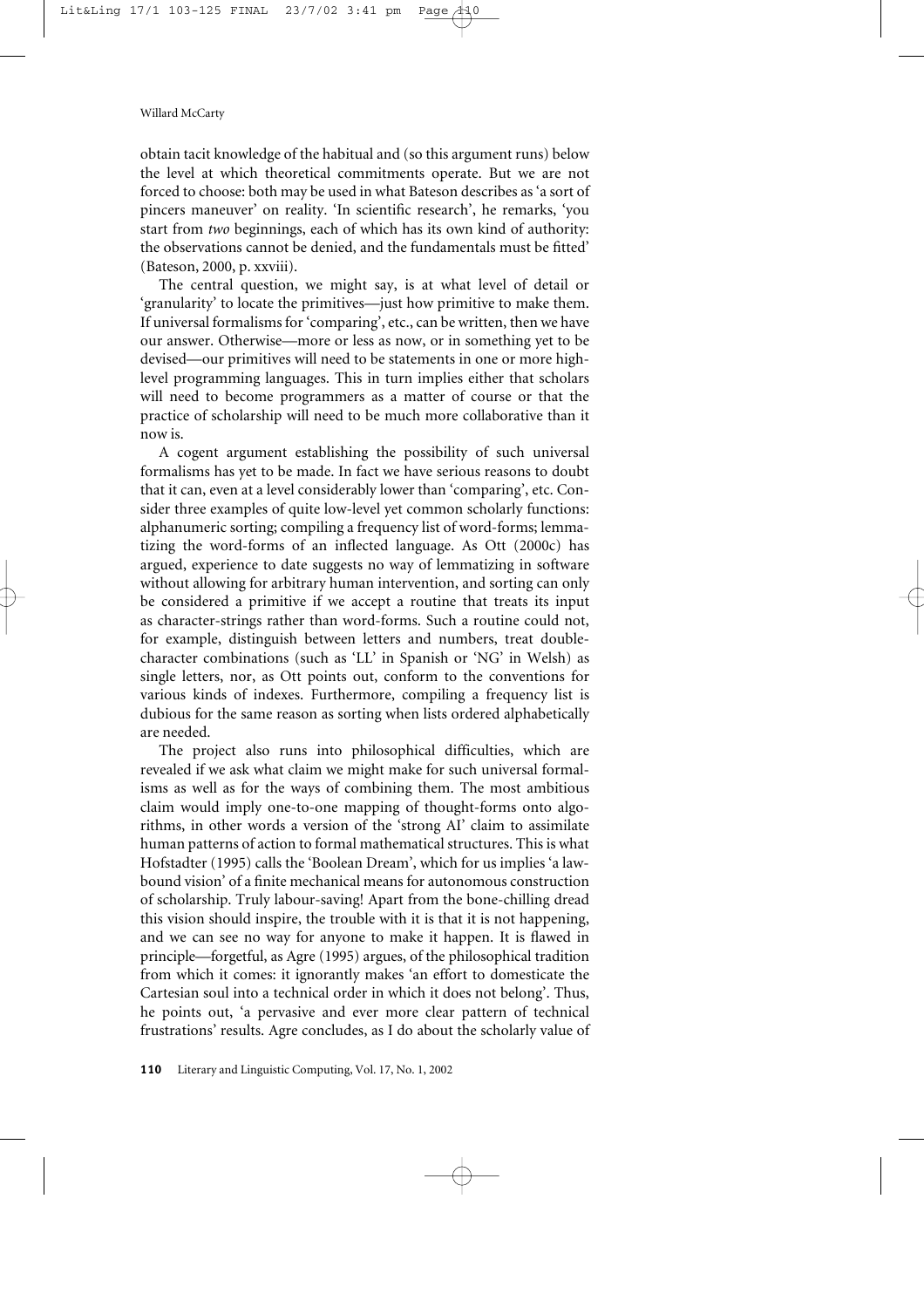obtain tacit knowledge of the habitual and (so this argument runs) below the level at which theoretical commitments operate. But we are not forced to choose: both may be used in what Bateson describes as 'a sort of pincers maneuver' on reality. 'In scientific research', he remarks, 'you start from *two* beginnings, each of which has its own kind of authority: the observations cannot be denied, and the fundamentals must be fitted' (Bateson, 2000, p. xxviii).

The central question, we might say, is at what level of detail or 'granularity' to locate the primitives—just how primitive to make them. If universal formalisms for 'comparing', etc., can be written, then we have our answer. Otherwise—more or less as now, or in something yet to be devised—our primitives will need to be statements in one or more high-level programming languages. This in turn implies either that scholars will need to become programmers as a matter of course or that the practice of scholarship will need to be much more collaborative than it now is.

A cogent argument establishing the possibility of such universal formalisms has yet to be made. In fact we have serious reasons to doubt that it can, even at a level considerably lower than 'comparing', etc. Consider three examples of quite low-level yet common scholarly functions: alphanumeric sorting; compiling a frequency list of word-forms; lemmatizing the word-forms of an inflected language. As Ott (2000c) has argued, experience to date suggests no way of lemmatizing in software without allowing for arbitrary human intervention, and sorting can only be considered a primitive if we accept a routine that treats its input as character-strings rather than word-forms. Such a routine could not, for example, distinguish between letters and numbers, treat double-character combinations (such as 'LL' in Spanish or 'NG' in Welsh) as single letters, nor, as Ott points out, conform to the conventions for various kinds of indexes. Furthermore, compiling a frequency list is dubious for the same reason as sorting when lists ordered alphabetically are needed.

The project also runs into philosophical difficulties, which are revealed if we ask what claim we might make for such universal formalisms as well as for the ways of combining them. The most ambitious claim would imply one-to-one mapping of thought-forms onto algorithms, in other words a version of the 'strong AI' claim to assimilate human patterns of action to formal mathematical structures. This is what Hofstadter (1995) calls the 'Boolean Dream', which for us implies 'a law-bound vision' of a finite mechanical means for autonomous construction of scholarship. Truly labour-saving! Apart from the bone-chilling dread this vision should inspire, the trouble with it is that it is not happening, and we can see no way for anyone to make it happen. It is flawed in principle—forgetful, as Agre (1995) argues, of the philosophical tradition from which it comes: it ignorantly makes 'an effort to domesticate the Cartesian soul into a technical order in which it does not belong'. Thus, he points out, 'a pervasive and ever more clear pattern of technical frustrations' results. Agre concludes, as I do about the scholarly value of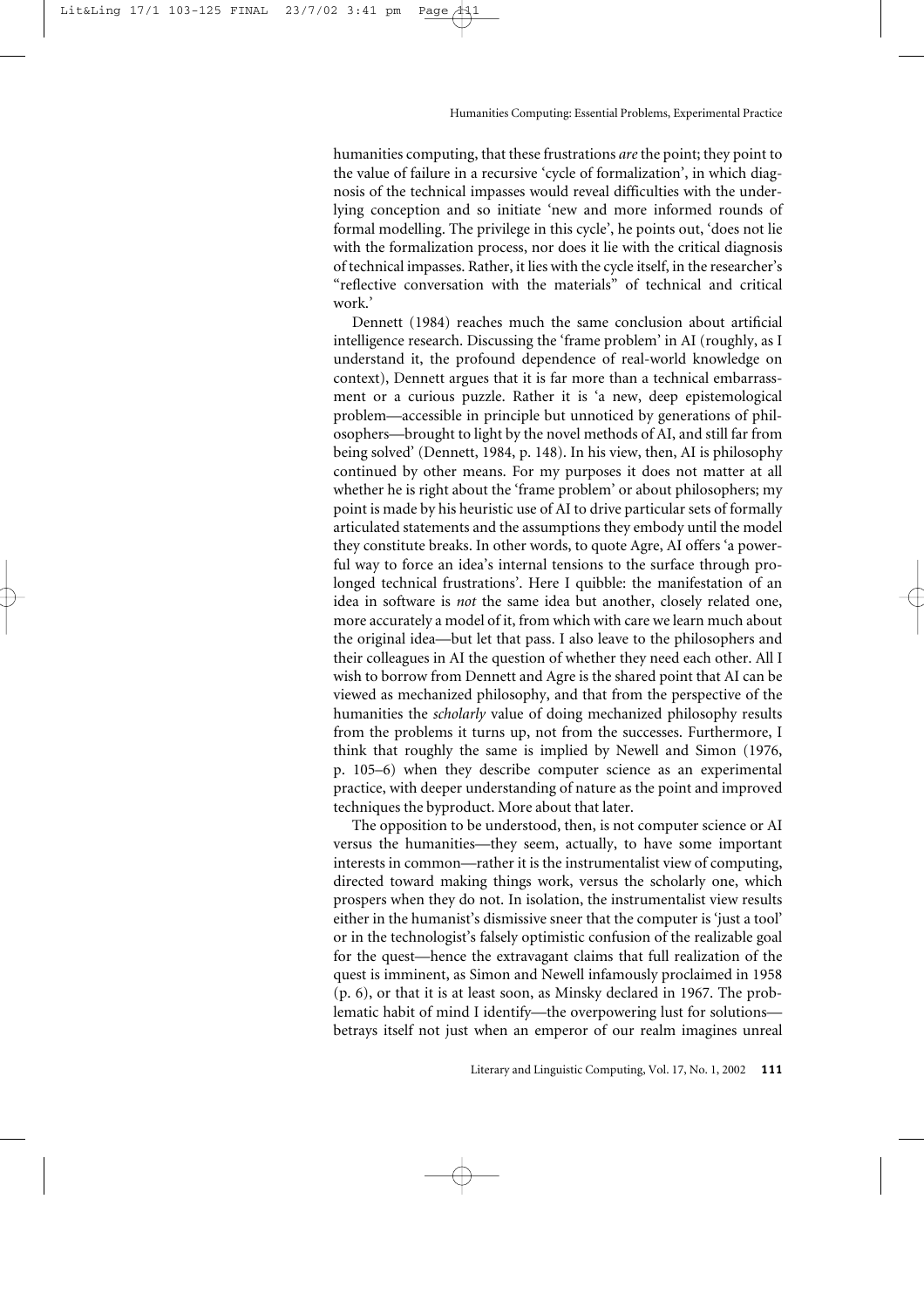humanities computing, that these frustrations *are* the point; they point to the value of failure in a recursive 'cycle of formalization', in which diagnosis of the technical impasses would reveal difficulties with the underlying conception and so initiate 'new and more informed rounds of formal modelling. The privilege in this cycle', he points out, 'does not lie with the formalization process, nor does it lie with the critical diagnosis of technical impasses. Rather, it lies with the cycle itself, in the researcher's "reflective conversation with the materials" of technical and critical work.'

Dennett (1984) reaches much the same conclusion about artificial intelligence research. Discussing the 'frame problem' in AI (roughly, as I understand it, the profound dependence of real-world knowledge on context), Dennett argues that it is far more than a technical embarrassment or a curious puzzle. Rather it is 'a new, deep epistemological problem—accessible in principle but unnoticed by generations of philosophers—brought to light by the novel methods of AI, and still far from being solved' (Dennett, 1984, p. 148). In his view, then, AI is philosophy continued by other means. For my purposes it does not matter at all whether he is right about the 'frame problem' or about philosophers; my point is made by his heuristic use of AI to drive particular sets of formally articulated statements and the assumptions they embody until the model they constitute breaks. In other words, to quote Agre, AI offers 'a powerful way to force an idea's internal tensions to the surface through prolonged technical frustrations'. Here I quibble: the manifestation of an idea in software is *not* the same idea but another, closely related one, more accurately a model of it, from which with care we learn much about the original idea—but let that pass. I also leave to the philosophers and their colleagues in AI the question of whether they need each other. All I wish to borrow from Dennett and Agre is the shared point that AI can be viewed as mechanized philosophy, and that from the perspective of the humanities the *scholarly* value of doing mechanized philosophy results from the problems it turns up, not from the successes. Furthermore, I think that roughly the same is implied by Newell and Simon (1976, p. 105–6) when they describe computer science as an experimental practice, with deeper understanding of nature as the point and improved techniques the byproduct. More about that later.

The opposition to be understood, then, is not computer science or AI versus the humanities—they seem, actually, to have some important interests in common—rather it is the instrumentalist view of computing, directed toward making things work, versus the scholarly one, which prospers when they do not. In isolation, the instrumentalist view results either in the humanist's dismissive sneer that the computer is 'just a tool' or in the technologist's falsely optimistic confusion of the realizable goal for the quest—hence the extravagant claims that full realization of the quest is imminent, as Simon and Newell infamously proclaimed in 1958 (p. 6), or that it is at least soon, as Minsky declared in 1967. The problematic habit of mind I identify—the overpowering lust for solutions—betrays itself not just when an emperor of our realm imagines unreal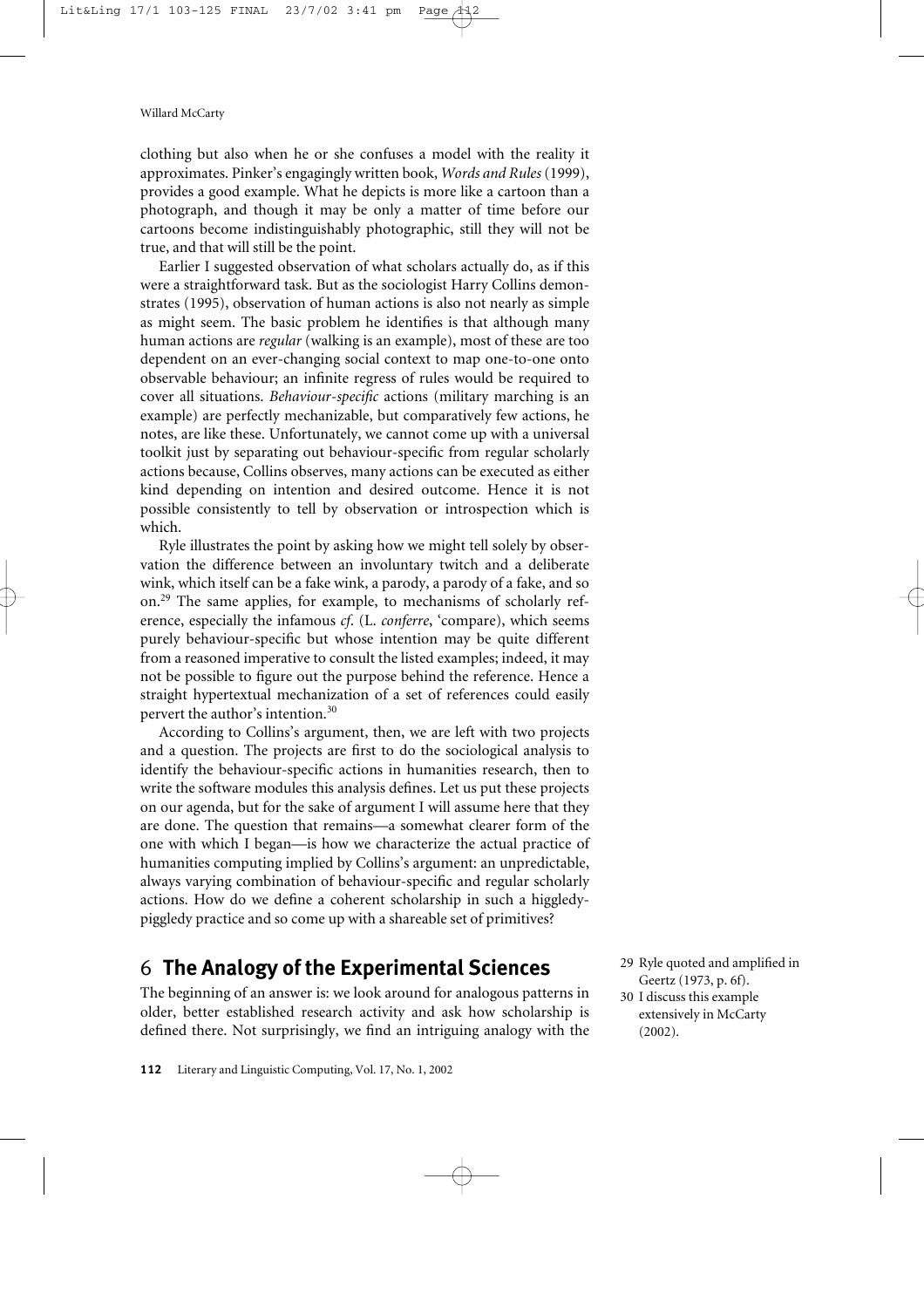clothing but also when he or she confuses a model with the reality it approximates. Pinker's engagingly written book, *Words and Rules* (1999), provides a good example. What he depicts is more like a cartoon than a photograph, and though it may be only a matter of time before our cartoons become indistinguishably photographic, still they will not be true, and that will still be the point.

Earlier I suggested observation of what scholars actually do, as if this were a straightforward task. But as the sociologist Harry Collins demonstrates (1995), observation of human actions is also not nearly as simple as might seem. The basic problem he identifies is that although many human actions are *regular* (walking is an example), most of these are too dependent on an ever-changing social context to map one-to-one onto observable behaviour; an infinite regress of rules would be required to cover all situations. *Behaviour-specific* actions (military marching is an example) are perfectly mechanizable, but comparatively few actions, he notes, are like these. Unfortunately, we cannot come up with a universal toolkit just by separating out behaviour-specific from regular scholarly actions because, Collins observes, many actions can be executed as either kind depending on intention and desired outcome. Hence it is not possible consistently to tell by observation or introspection which is which.

Ryle illustrates the point by asking how we might tell solely by observation the difference between an involuntary twitch and a deliberate wink, which itself can be a fake wink, a parody, a parody of a fake, and so on.[29] The same applies, for example, to mechanisms of scholarly reference, especially the infamous *cf.* (L. *conferre*, 'compare), which seems purely behaviour-specific but whose intention may be quite different from a reasoned imperative to consult the listed examples; indeed, it may not be possible to figure out the purpose behind the reference. Hence a straight hypertextual mechanization of a set of references could easily pervert the author's intention.[30]

According to Collins's argument, then, we are left with two projects and a question. The projects are first to do the sociological analysis to identify the behaviour-specific actions in humanities research, then to write the software modules this analysis defines. Let us put these projects on our agenda, but for the sake of argument I will assume here that they are done. The question that remains—a somewhat clearer form of the one with which I began—is how we characterize the actual practice of humanities computing implied by Collins's argument: an unpredictable, always varying combination of behaviour-specific and regular scholarly actions. How do we define a coherent scholarship in such a higgledy-piggledy practice and so come up with a shareable set of primitives?

## 6 The Analogy of the Experimental Sciences

The beginning of an answer is: we look around for analogous patterns in older, better established research activity and ask how scholarship is defined there. Not surprisingly, we find an intriguing analogy with the

29 Ryle quoted and amplified in Geertz (1973, p. 6f).

30 I discuss this example extensively in McCarty (2002).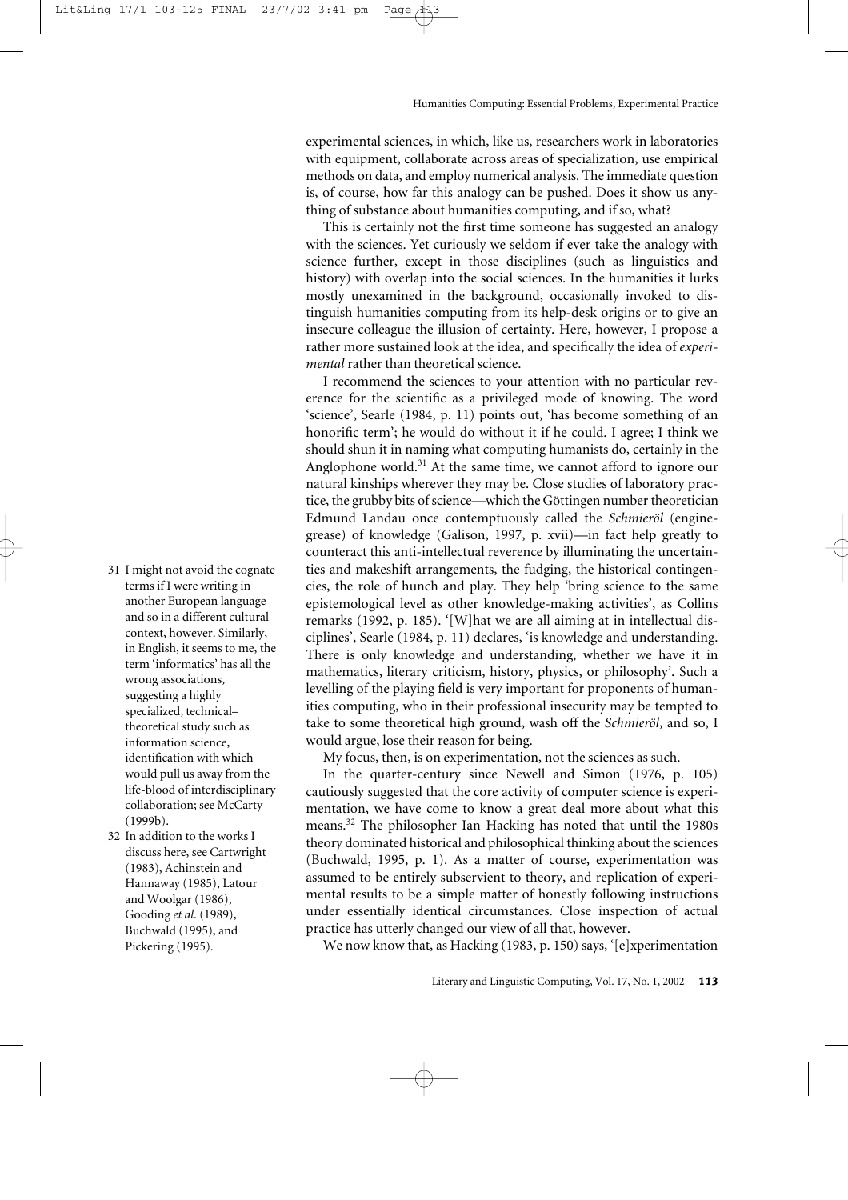experimental sciences, in which, like us, researchers work in laboratories with equipment, collaborate across areas of specialization, use empirical methods on data, and employ numerical analysis. The immediate question is, of course, how far this analogy can be pushed. Does it show us anything of substance about humanities computing, and if so, what?

This is certainly not the first time someone has suggested an analogy with the sciences. Yet curiously we seldom if ever take the analogy with science further, except in those disciplines (such as linguistics and history) with overlap into the social sciences. In the humanities it lurks mostly unexamined in the background, occasionally invoked to distinguish humanities computing from its help-desk origins or to give an insecure colleague the illusion of certainty. Here, however, I propose a rather more sustained look at the idea, and specifically the idea of *experimental* rather than theoretical science.

I recommend the sciences to your attention with no particular reverence for the scientific as a privileged mode of knowing. The word 'science', Searle (1984, p. 11) points out, 'has become something of an honorific term'; he would do without it if he could. I agree; I think we should shun it in naming what computing humanists do, certainly in the Anglophone world.[31] At the same time, we cannot afford to ignore our natural kinships wherever they may be. Close studies of laboratory practice, the grubby bits of science—which the Göttingen number theoretician Edmund Landau once contemptuously called the *Schmieröl* (engine-grease) of knowledge (Galison, 1997, p. xvii)—in fact help greatly to counteract this anti-intellectual reverence by illuminating the uncertainties and makeshift arrangements, the fudging, the historical contingencies, the role of hunch and play. They help 'bring science to the same epistemological level as other knowledge-making activities', as Collins remarks (1992, p. 185). '[W]hat we are all aiming at in intellectual disciplines', Searle (1984, p. 11) declares, 'is knowledge and understanding. There is only knowledge and understanding, whether we have it in mathematics, literary criticism, history, physics, or philosophy'. Such a levelling of the playing field is very important for proponents of humanities computing, who in their professional insecurity may be tempted to take to some theoretical high ground, wash off the *Schmieröl*, and so, I would argue, lose their reason for being.

My focus, then, is on experimentation, not the sciences as such.

In the quarter-century since Newell and Simon (1976, p. 105) cautiously suggested that the core activity of computer science is experimentation, we have come to know a great deal more about what this means.[32] The philosopher Ian Hacking has noted that until the 1980s theory dominated historical and philosophical thinking about the sciences (Buchwald, 1995, p. 1). As a matter of course, experimentation was assumed to be entirely subservient to theory, and replication of experimental results to be a simple matter of honestly following instructions under essentially identical circumstances. Close inspection of actual practice has utterly changed our view of all that, however.

We now know that, as Hacking (1983, p. 150) says, '[e]xperimentation

31 I might not avoid the cognate terms if I were writing in another European language and so in a different cultural context, however. Similarly, in English, it seems to me, the term 'informatics' has all the wrong associations, suggesting a highly specialized, technical–theoretical study such as information science, identification with which would pull us away from the life-blood of interdisciplinary collaboration; see McCarty (1999b).

32 In addition to the works I discuss here, see Cartwright (1983), Achinstein and Hannaway (1985), Latour and Woolgar (1986), Gooding *et al.* (1989), Buchwald (1995), and Pickering (1995).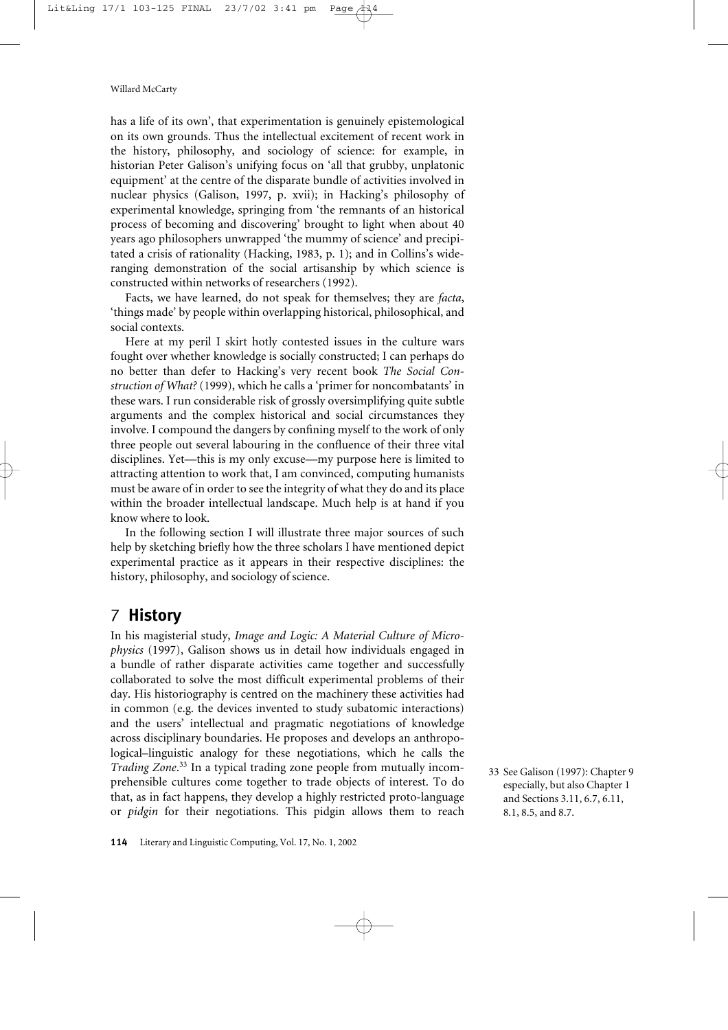has a life of its own', that experimentation is genuinely epistemological on its own grounds. Thus the intellectual excitement of recent work in the history, philosophy, and sociology of science: for example, in historian Peter Galison's unifying focus on 'all that grubby, unplatonic equipment' at the centre of the disparate bundle of activities involved in nuclear physics (Galison, 1997, p. xvii); in Hacking's philosophy of experimental knowledge, springing from 'the remnants of an historical process of becoming and discovering' brought to light when about 40 years ago philosophers unwrapped 'the mummy of science' and precipitated a crisis of rationality (Hacking, 1983, p. 1); and in Collins's wide-ranging demonstration of the social artisanship by which science is constructed within networks of researchers (1992).

Facts, we have learned, do not speak for themselves; they are *facta*, 'things made' by people within overlapping historical, philosophical, and social contexts.

Here at my peril I skirt hotly contested issues in the culture wars fought over whether knowledge is socially constructed; I can perhaps do no better than defer to Hacking's very recent book *The Social Construction of What?* (1999), which he calls a 'primer for noncombatants' in these wars. I run considerable risk of grossly oversimplifying quite subtle arguments and the complex historical and social circumstances they involve. I compound the dangers by confining myself to the work of only three people out several labouring in the confluence of their three vital disciplines. Yet—this is my only excuse—my purpose here is limited to attracting attention to work that, I am convinced, computing humanists must be aware of in order to see the integrity of what they do and its place within the broader intellectual landscape. Much help is at hand if you know where to look.

In the following section I will illustrate three major sources of such help by sketching briefly how the three scholars I have mentioned depict experimental practice as it appears in their respective disciplines: the history, philosophy, and sociology of science.

## 7 History

In his magisterial study, *Image and Logic: A Material Culture of Microphysics* (1997), Galison shows us in detail how individuals engaged in a bundle of rather disparate activities came together and successfully collaborated to solve the most difficult experimental problems of their day. His historiography is centred on the machinery these activities had in common (e.g. the devices invented to study subatomic interactions) and the users' intellectual and pragmatic negotiations of knowledge across disciplinary boundaries. He proposes and develops an anthropological–linguistic analogy for these negotiations, which he calls the *Trading Zone*.[33] In a typical trading zone people from mutually incomprehensible cultures come together to trade objects of interest. To do that, as in fact happens, they develop a highly restricted proto-language or *pidgin* for their negotiations. This pidgin allows them to reach

33 See Galison (1997): Chapter 9 especially, but also Chapter 1 and Sections 3.11, 6.7, 6.11, 8.1, 8.5, and 8.7.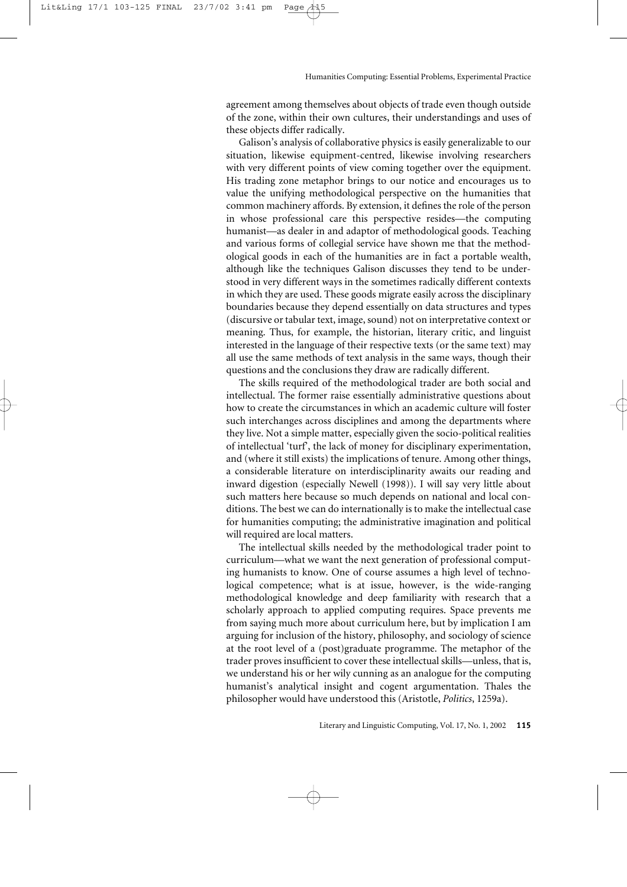agreement among themselves about objects of trade even though outside of the zone, within their own cultures, their understandings and uses of these objects differ radically.

Galison's analysis of collaborative physics is easily generalizable to our situation, likewise equipment-centred, likewise involving researchers with very different points of view coming together over the equipment. His trading zone metaphor brings to our notice and encourages us to value the unifying methodological perspective on the humanities that common machinery affords. By extension, it defines the role of the person in whose professional care this perspective resides—the computing humanist—as dealer in and adaptor of methodological goods. Teaching and various forms of collegial service have shown me that the methodological goods in each of the humanities are in fact a portable wealth, although like the techniques Galison discusses they tend to be understood in very different ways in the sometimes radically different contexts in which they are used. These goods migrate easily across the disciplinary boundaries because they depend essentially on data structures and types (discursive or tabular text, image, sound) not on interpretative context or meaning. Thus, for example, the historian, literary critic, and linguist interested in the language of their respective texts (or the same text) may all use the same methods of text analysis in the same ways, though their questions and the conclusions they draw are radically different.

The skills required of the methodological trader are both social and intellectual. The former raise essentially administrative questions about how to create the circumstances in which an academic culture will foster such interchanges across disciplines and among the departments where they live. Not a simple matter, especially given the socio-political realities of intellectual 'turf', the lack of money for disciplinary experimentation, and (where it still exists) the implications of tenure. Among other things, a considerable literature on interdisciplinarity awaits our reading and inward digestion (especially Newell (1998)). I will say very little about such matters here because so much depends on national and local conditions. The best we can do internationally is to make the intellectual case for humanities computing; the administrative imagination and political will required are local matters.

The intellectual skills needed by the methodological trader point to curriculum—what we want the next generation of professional computing humanists to know. One of course assumes a high level of technological competence; what is at issue, however, is the wide-ranging methodological knowledge and deep familiarity with research that a scholarly approach to applied computing requires. Space prevents me from saying much more about curriculum here, but by implication I am arguing for inclusion of the history, philosophy, and sociology of science at the root level of a (post)graduate programme. The metaphor of the trader proves insufficient to cover these intellectual skills—unless, that is, we understand his or her wily cunning as an analogue for the computing humanist's analytical insight and cogent argumentation. Thales the philosopher would have understood this (Aristotle, *Politics*, 1259a).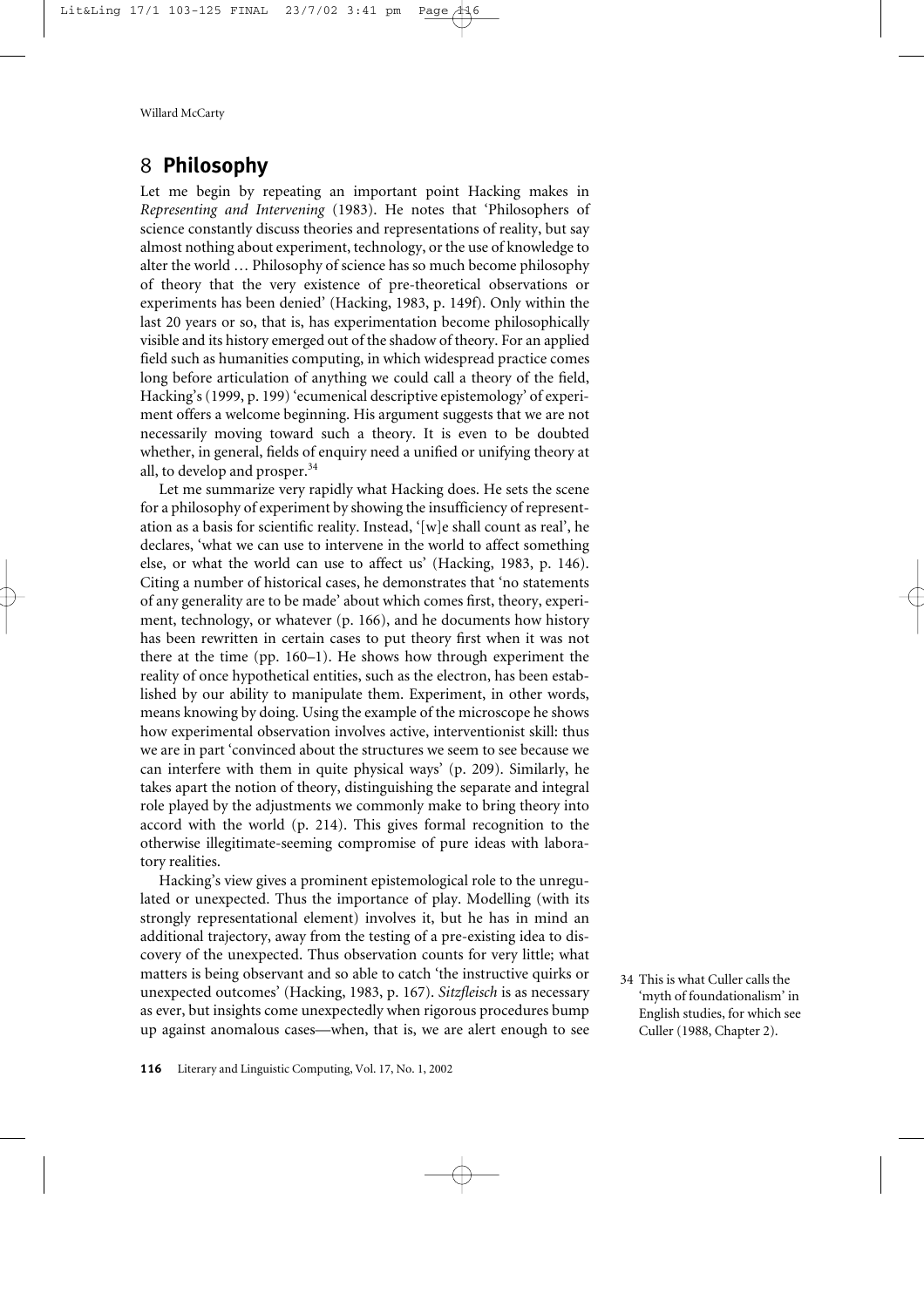## 8 **Philosophy**

Let me begin by repeating an important point Hacking makes in *Representing and Intervening* (1983). He notes that 'Philosophers of science constantly discuss theories and representations of reality, but say almost nothing about experiment, technology, or the use of knowledge to alter the world … Philosophy of science has so much become philosophy of theory that the very existence of pre-theoretical observations or experiments has been denied' (Hacking, 1983, p. 149f). Only within the last 20 years or so, that is, has experimentation become philosophically visible and its history emerged out of the shadow of theory. For an applied field such as humanities computing, in which widespread practice comes long before articulation of anything we could call a theory of the field, Hacking's (1999, p. 199) 'ecumenical descriptive epistemology' of experiment offers a welcome beginning. His argument suggests that we are not necessarily moving toward such a theory. It is even to be doubted whether, in general, fields of enquiry need a unified or unifying theory at all, to develop and prosper.[34]

Let me summarize very rapidly what Hacking does. He sets the scene for a philosophy of experiment by showing the insufficiency of representation as a basis for scientific reality. Instead, '[w]e shall count as real', he declares, 'what we can use to intervene in the world to affect something else, or what the world can use to affect us' (Hacking, 1983, p. 146). Citing a number of historical cases, he demonstrates that 'no statements of any generality are to be made' about which comes first, theory, experiment, technology, or whatever (p. 166), and he documents how history has been rewritten in certain cases to put theory first when it was not there at the time (pp. 160–1). He shows how through experiment the reality of once hypothetical entities, such as the electron, has been established by our ability to manipulate them. Experiment, in other words, means knowing by doing. Using the example of the microscope he shows how experimental observation involves active, interventionist skill: thus we are in part 'convinced about the structures we seem to see because we can interfere with them in quite physical ways' (p. 209). Similarly, he takes apart the notion of theory, distinguishing the separate and integral role played by the adjustments we commonly make to bring theory into accord with the world (p. 214). This gives formal recognition to the otherwise illegitimate-seeming compromise of pure ideas with laboratory realities.

Hacking's view gives a prominent epistemological role to the unregulated or unexpected. Thus the importance of play. Modelling (with its strongly representational element) involves it, but he has in mind an additional trajectory, away from the testing of a pre-existing idea to discovery of the unexpected. Thus observation counts for very little; what matters is being observant and so able to catch 'the instructive quirks or unexpected outcomes' (Hacking, 1983, p. 167). *Sitzfleisch* is as necessary as ever, but insights come unexpectedly when rigorous procedures bump up against anomalous cases—when, that is, we are alert enough to see

34 This is what Culler calls the 'myth of foundationalism' in English studies, for which see Culler (1988, Chapter 2).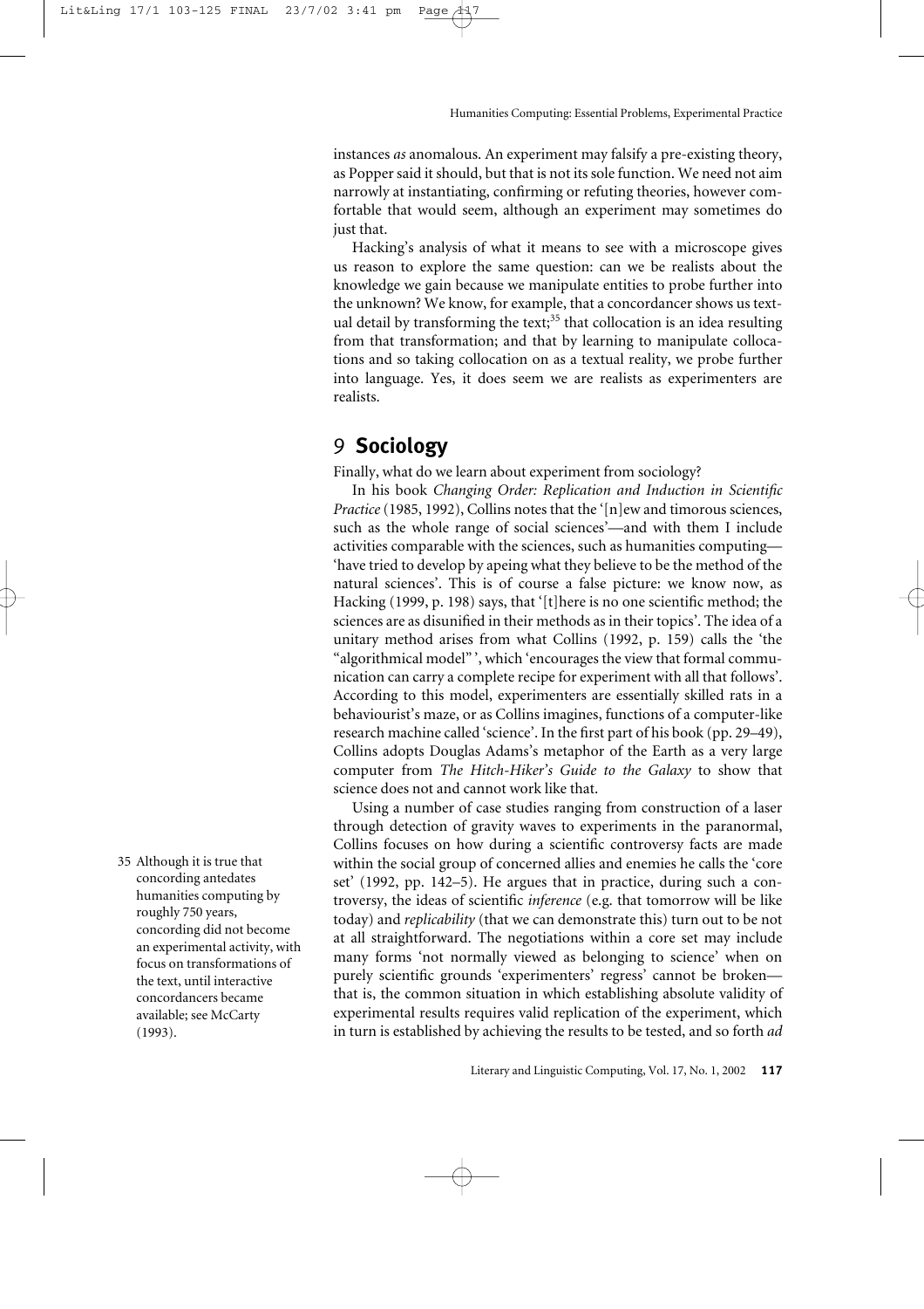instances *as* anomalous. An experiment may falsify a pre-existing theory, as Popper said it should, but that is not its sole function. We need not aim narrowly at instantiating, confirming or refuting theories, however comfortable that would seem, although an experiment may sometimes do just that.

Hacking's analysis of what it means to see with a microscope gives us reason to explore the same question: can we be realists about the knowledge we gain because we manipulate entities to probe further into the unknown? We know, for example, that a concordancer shows us textual detail by transforming the text;[35] that collocation is an idea resulting from that transformation; and that by learning to manipulate collocations and so taking collocation on as a textual reality, we probe further into language. Yes, it does seem we are realists as experimenters are realists.

## 9 Sociology

Finally, what do we learn about experiment from sociology?

In his book *Changing Order: Replication and Induction in Scientific Practice* (1985, 1992), Collins notes that the '[n]ew and timorous sciences, such as the whole range of social sciences'—and with them I include activities comparable with the sciences, such as humanities computing—'have tried to develop by apeing what they believe to be the method of the natural sciences'. This is of course a false picture: we know now, as Hacking (1999, p. 198) says, that '[t]here is no one scientific method; the sciences are as disunified in their methods as in their topics'. The idea of a unitary method arises from what Collins (1992, p. 159) calls the 'the "algorithmical model" ', which 'encourages the view that formal communication can carry a complete recipe for experiment with all that follows'. According to this model, experimenters are essentially skilled rats in a behaviourist's maze, or as Collins imagines, functions of a computer-like research machine called 'science'. In the first part of his book (pp. 29–49), Collins adopts Douglas Adams's metaphor of the Earth as a very large computer from *The Hitch-Hiker's Guide to the Galaxy* to show that science does not and cannot work like that.

Using a number of case studies ranging from construction of a laser through detection of gravity waves to experiments in the paranormal, Collins focuses on how during a scientific controversy facts are made within the social group of concerned allies and enemies he calls the 'core set' (1992, pp. 142–5). He argues that in practice, during such a controversy, the ideas of scientific *inference* (e.g. that tomorrow will be like today) and *replicability* (that we can demonstrate this) turn out to be not at all straightforward. The negotiations within a core set may include many forms 'not normally viewed as belonging to science' when on purely scientific grounds 'experimenters' regress' cannot be broken—that is, the common situation in which establishing absolute validity of experimental results requires valid replication of the experiment, which in turn is established by achieving the results to be tested, and so forth *ad*

35 Although it is true that concording antedates humanities computing by roughly 750 years, concording did not become an experimental activity, with focus on transformations of the text, until interactive concordancers became available; see McCarty (1993).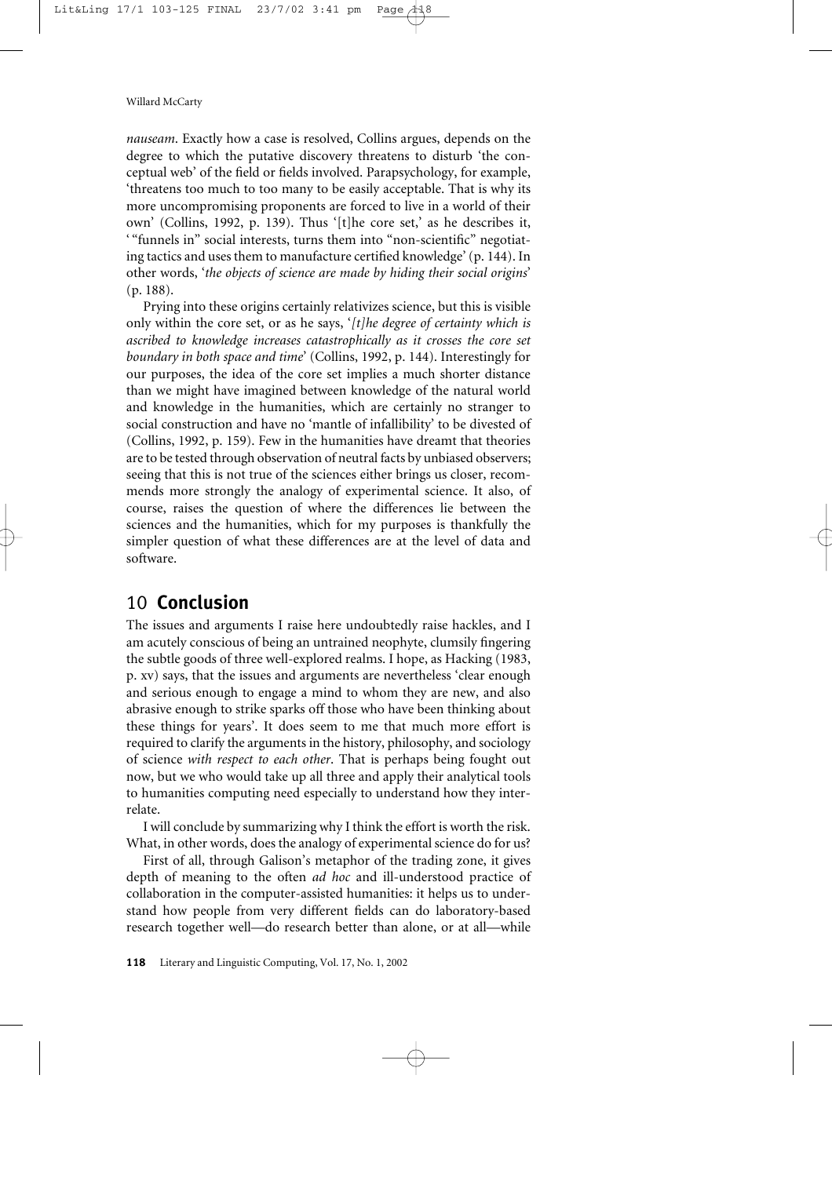*nauseam*. Exactly how a case is resolved, Collins argues, depends on the degree to which the putative discovery threatens to disturb 'the conceptual web' of the field or fields involved. Parapsychology, for example, 'threatens too much to too many to be easily acceptable. That is why its more uncompromising proponents are forced to live in a world of their own' (Collins, 1992, p. 139). Thus '[t]he core set,' as he describes it, '"funnels in" social interests, turns them into "non-scientific" negotiating tactics and uses them to manufacture certified knowledge' (p. 144). In other words, '*the objects of science are made by hiding their social origins*' (p. 188).

Prying into these origins certainly relativizes science, but this is visible only within the core set, or as he says, '*[t]he degree of certainty which is ascribed to knowledge increases catastrophically as it crosses the core set boundary in both space and time*' (Collins, 1992, p. 144). Interestingly for our purposes, the idea of the core set implies a much shorter distance than we might have imagined between knowledge of the natural world and knowledge in the humanities, which are certainly no stranger to social construction and have no 'mantle of infallibility' to be divested of (Collins, 1992, p. 159). Few in the humanities have dreamt that theories are to be tested through observation of neutral facts by unbiased observers; seeing that this is not true of the sciences either brings us closer, recommends more strongly the analogy of experimental science. It also, of course, raises the question of where the differences lie between the sciences and the humanities, which for my purposes is thankfully the simpler question of what these differences are at the level of data and software.

## 10 **Conclusion**

The issues and arguments I raise here undoubtedly raise hackles, and I am acutely conscious of being an untrained neophyte, clumsily fingering the subtle goods of three well-explored realms. I hope, as Hacking (1983, p. xv) says, that the issues and arguments are nevertheless 'clear enough and serious enough to engage a mind to whom they are new, and also abrasive enough to strike sparks off those who have been thinking about these things for years'. It does seem to me that much more effort is required to clarify the arguments in the history, philosophy, and sociology of science *with respect to each other*. That is perhaps being fought out now, but we who would take up all three and apply their analytical tools to humanities computing need especially to understand how they interrelate.

I will conclude by summarizing why I think the effort is worth the risk. What, in other words, does the analogy of experimental science do for us?

First of all, through Galison's metaphor of the trading zone, it gives depth of meaning to the often *ad hoc* and ill-understood practice of collaboration in the computer-assisted humanities: it helps us to understand how people from very different fields can do laboratory-based research together well—do research better than alone, or at all—while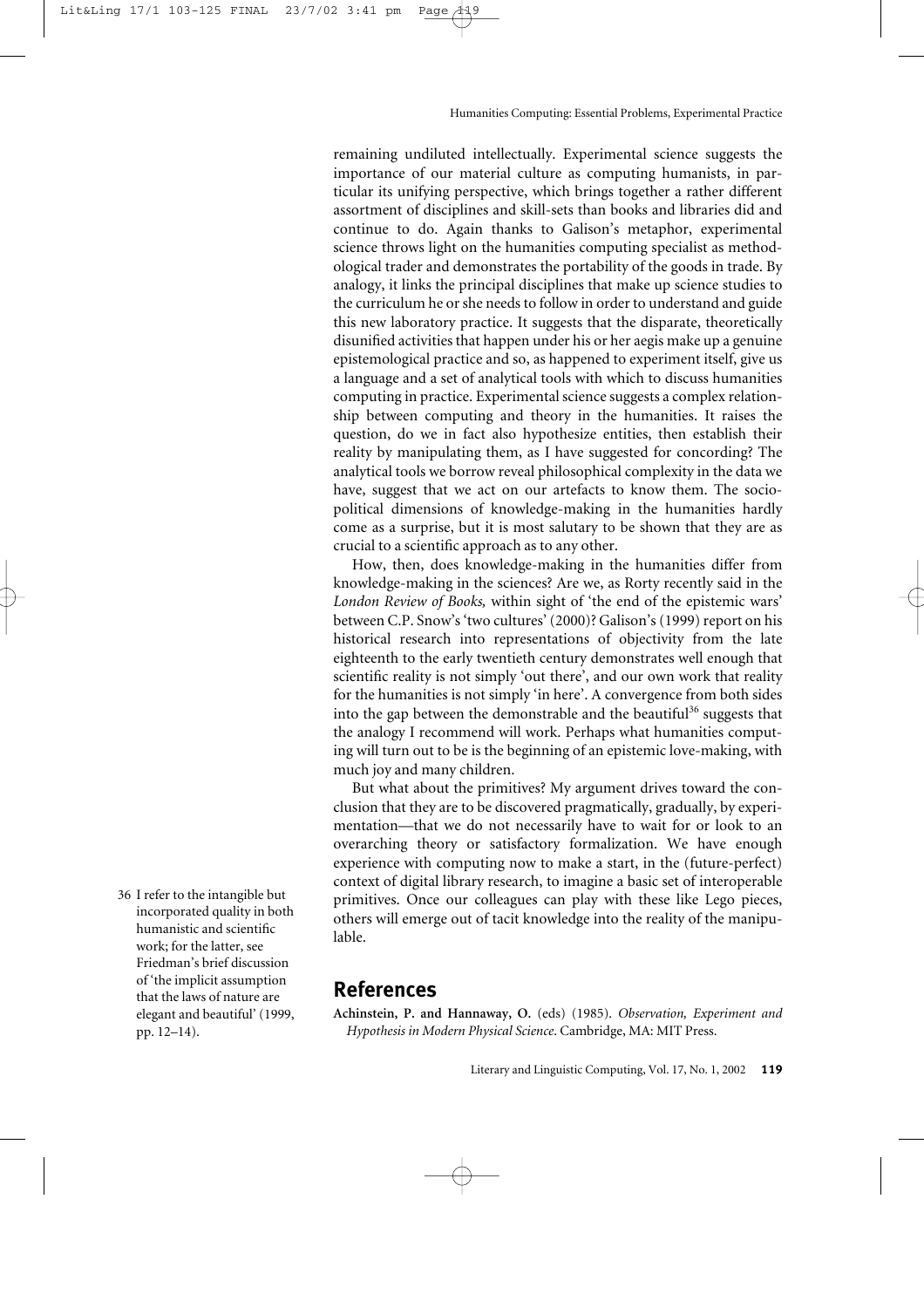remaining undiluted intellectually. Experimental science suggests the importance of our material culture as computing humanists, in particular its unifying perspective, which brings together a rather different assortment of disciplines and skill-sets than books and libraries did and continue to do. Again thanks to Galison's metaphor, experimental science throws light on the humanities computing specialist as methodological trader and demonstrates the portability of the goods in trade. By analogy, it links the principal disciplines that make up science studies to the curriculum he or she needs to follow in order to understand and guide this new laboratory practice. It suggests that the disparate, theoretically disunified activities that happen under his or her aegis make up a genuine epistemological practice and so, as happened to experiment itself, give us a language and a set of analytical tools with which to discuss humanities computing in practice. Experimental science suggests a complex relationship between computing and theory in the humanities. It raises the question, do we in fact also hypothesize entities, then establish their reality by manipulating them, as I have suggested for concording? The analytical tools we borrow reveal philosophical complexity in the data we have, suggest that we act on our artefacts to know them. The sociopolitical dimensions of knowledge-making in the humanities hardly come as a surprise, but it is most salutary to be shown that they are as crucial to a scientific approach as to any other.

How, then, does knowledge-making in the humanities differ from knowledge-making in the sciences? Are we, as Rorty recently said in the *London Review of Books,* within sight of 'the end of the epistemic wars' between C.P. Snow's 'two cultures' (2000)? Galison's (1999) report on his historical research into representations of objectivity from the late eighteenth to the early twentieth century demonstrates well enough that scientific reality is not simply 'out there', and our own work that reality for the humanities is not simply 'in here'. A convergence from both sides into the gap between the demonstrable and the beautiful[36] suggests that the analogy I recommend will work. Perhaps what humanities computing will turn out to be is the beginning of an epistemic love-making, with much joy and many children.

But what about the primitives? My argument drives toward the conclusion that they are to be discovered pragmatically, gradually, by experimentation—that we do not necessarily have to wait for or look to an overarching theory or satisfactory formalization. We have enough experience with computing now to make a start, in the (future-perfect) context of digital library research, to imagine a basic set of interoperable primitives. Once our colleagues can play with these like Lego pieces, others will emerge out of tacit knowledge into the reality of the manipulable.

36 I refer to the intangible but incorporated quality in both humanistic and scientific work; for the latter, see Friedman's brief discussion of 'the implicit assumption that the laws of nature are elegant and beautiful' (1999, pp. 12–14).

## References

**Achinstein, P. and Hannaway, O.** (eds) (1985). *Observation, Experiment and Hypothesis in Modern Physical Science*. Cambridge, MA: MIT Press.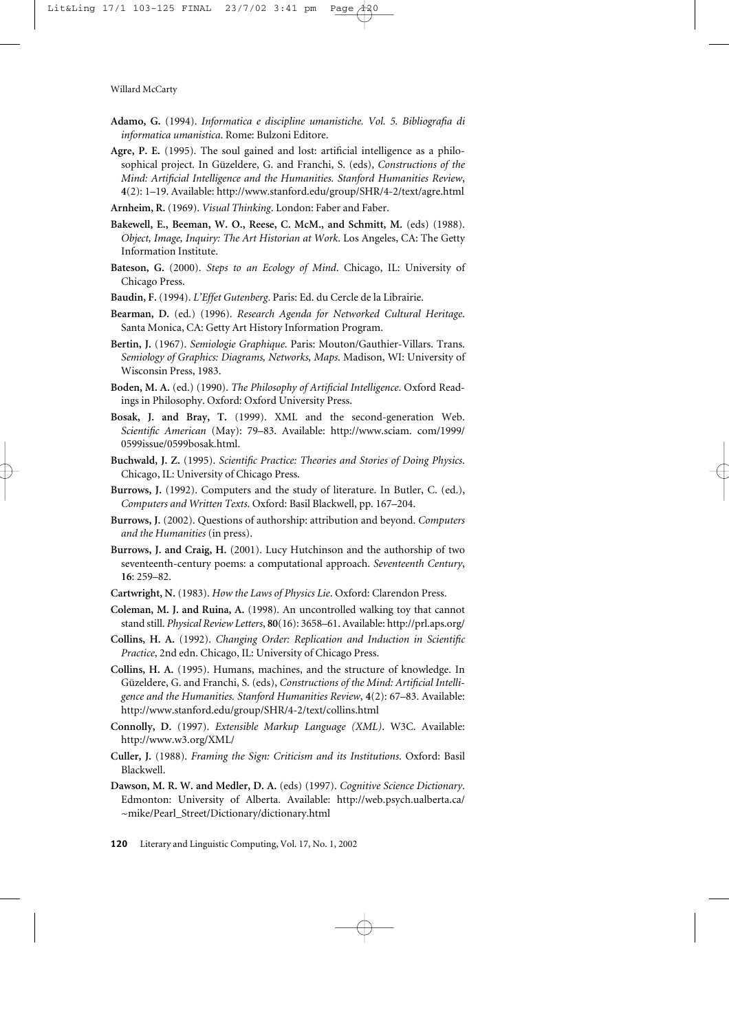**Adamo, G.** (1994). *Informatica e discipline umanistiche. Vol. 5. Bibliografia di informatica umanistica*. Rome: Bulzoni Editore.

**Agre, P. E.** (1995). The soul gained and lost: artificial intelligence as a philosophical project. In Güzeldere, G. and Franchi, S. (eds), *Constructions of the Mind: Artificial Intelligence and the Humanities. Stanford Humanities Review*, **4**(2): 1–19. Available: http://www.stanford.edu/group/SHR/4-2/text/agre.html

**Arnheim, R.** (1969). *Visual Thinking*. London: Faber and Faber.

**Bakewell, E., Beeman, W. O., Reese, C. McM., and Schmitt, M.** (eds) (1988). *Object, Image, Inquiry: The Art Historian at Work*. Los Angeles, CA: The Getty Information Institute.

**Bateson, G.** (2000). *Steps to an Ecology of Mind*. Chicago, IL: University of Chicago Press.

**Baudin, F.** (1994). *L'Effet Gutenberg*. Paris: Ed. du Cercle de la Librairie.

**Bearman, D.** (ed.) (1996). *Research Agenda for Networked Cultural Heritage*. Santa Monica, CA: Getty Art History Information Program.

**Bertin, J.** (1967). *Semiologie Graphique*. Paris: Mouton/Gauthier-Villars. Trans. *Semiology of Graphics: Diagrams, Networks, Maps*. Madison, WI: University of Wisconsin Press, 1983.

**Boden, M. A.** (ed.) (1990). *The Philosophy of Artificial Intelligence*. Oxford Readings in Philosophy. Oxford: Oxford University Press.

**Bosak, J. and Bray, T.** (1999). XML and the second-generation Web. *Scientific American* (May): 79–83. Available: http://www.sciam. com/1999/0599issue/0599bosak.html.

**Buchwald, J. Z.** (1995). *Scientific Practice: Theories and Stories of Doing Physics*. Chicago, IL: University of Chicago Press.

**Burrows, J.** (1992). Computers and the study of literature. In Butler, C. (ed.), *Computers and Written Texts*. Oxford: Basil Blackwell, pp. 167–204.

**Burrows, J.** (2002). Questions of authorship: attribution and beyond. *Computers and the Humanities* (in press).

**Burrows, J. and Craig, H.** (2001). Lucy Hutchinson and the authorship of two seventeenth-century poems: a computational approach. *Seventeenth Century*, **16**: 259–82.

**Cartwright, N.** (1983). *How the Laws of Physics Lie*. Oxford: Clarendon Press.

**Coleman, M. J. and Ruina, A.** (1998). An uncontrolled walking toy that cannot stand still. *Physical Review Letters*, **80**(16): 3658–61. Available: http://prl.aps.org/

**Collins, H. A.** (1992). *Changing Order: Replication and Induction in Scientific Practice*, 2nd edn. Chicago, IL: University of Chicago Press.

**Collins, H. A.** (1995). Humans, machines, and the structure of knowledge. In Güzeldere, G. and Franchi, S. (eds), *Constructions of the Mind: Artificial Intelligence and the Humanities. Stanford Humanities Review*, **4**(2): 67–83. Available: http://www.stanford.edu/group/SHR/4-2/text/collins.html

**Connolly, D.** (1997). *Extensible Markup Language (XML)*. W3C. Available: http://www.w3.org/XML/

**Culler, J.** (1988). *Framing the Sign: Criticism and its Institutions*. Oxford: Basil Blackwell.

**Dawson, M. R. W. and Medler, D. A.** (eds) (1997). *Cognitive Science Dictionary*. Edmonton: University of Alberta. Available: http://web.psych.ualberta.ca/~mike/Pearl_Street/Dictionary/dictionary.html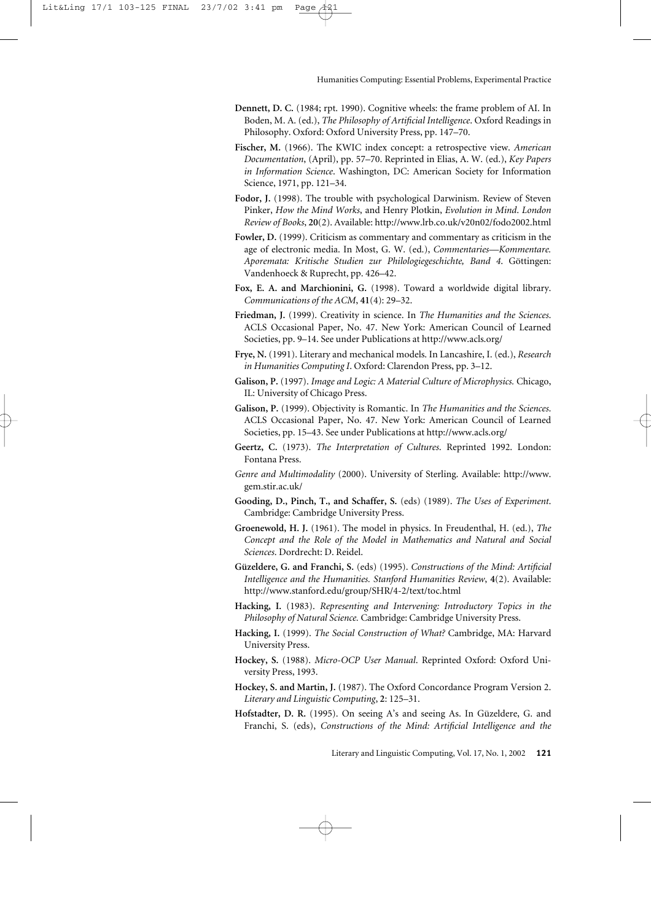**Dennett, D. C.** (1984; rpt. 1990). Cognitive wheels: the frame problem of AI. In Boden, M. A. (ed.), *The Philosophy of Artificial Intelligence*. Oxford Readings in Philosophy. Oxford: Oxford University Press, pp. 147–70.

**Fischer, M.** (1966). The KWIC index concept: a retrospective view. *American Documentation*, (April), pp. 57–70. Reprinted in Elias, A. W. (ed.), *Key Papers in Information Science*. Washington, DC: American Society for Information Science, 1971, pp. 121–34.

**Fodor, J.** (1998). The trouble with psychological Darwinism. Review of Steven Pinker, *How the Mind Works*, and Henry Plotkin, *Evolution in Mind*. *London Review of Books*, **20**(2). Available: http://www.lrb.co.uk/v20n02/fodo2002.html

**Fowler, D.** (1999). Criticism as commentary and commentary as criticism in the age of electronic media. In Most, G. W. (ed.), *Commentaries—Kommentare. Aporemata: Kritische Studien zur Philologiegeschichte, Band 4*. Göttingen: Vandenhoeck & Ruprecht, pp. 426–42.

**Fox, E. A. and Marchionini, G.** (1998). Toward a worldwide digital library. *Communications of the ACM*, **41**(4): 29–32.

**Friedman, J.** (1999). Creativity in science. In *The Humanities and the Sciences*. ACLS Occasional Paper, No. 47. New York: American Council of Learned Societies, pp. 9–14. See under Publications at http://www.acls.org/

**Frye, N.** (1991). Literary and mechanical models. In Lancashire, I. (ed.), *Research in Humanities Computing I*. Oxford: Clarendon Press, pp. 3–12.

**Galison, P.** (1997). *Image and Logic: A Material Culture of Microphysics.* Chicago, IL: University of Chicago Press.

**Galison, P.** (1999). Objectivity is Romantic. In *The Humanities and the Sciences*. ACLS Occasional Paper, No. 47. New York: American Council of Learned Societies, pp. 15–43. See under Publications at http://www.acls.org/

**Geertz, C.** (1973). *The Interpretation of Cultures*. Reprinted 1992. London: Fontana Press.

*Genre and Multimodality* (2000). University of Sterling. Available: http://www.gem.stir.ac.uk/

**Gooding, D., Pinch, T., and Schaffer, S.** (eds) (1989). *The Uses of Experiment*. Cambridge: Cambridge University Press.

**Groenewold, H. J.** (1961). The model in physics. In Freudenthal, H. (ed.), *The Concept and the Role of the Model in Mathematics and Natural and Social Sciences*. Dordrecht: D. Reidel.

**Güzeldere, G. and Franchi, S.** (eds) (1995). *Constructions of the Mind: Artificial Intelligence and the Humanities. Stanford Humanities Review*, **4**(2). Available: http://www.stanford.edu/group/SHR/4-2/text/toc.html

**Hacking, I.** (1983). *Representing and Intervening: Introductory Topics in the Philosophy of Natural Science.* Cambridge: Cambridge University Press.

**Hacking, I.** (1999). *The Social Construction of What?* Cambridge, MA: Harvard University Press.

**Hockey, S.** (1988). *Micro-OCP User Manual*. Reprinted Oxford: Oxford University Press, 1993.

**Hockey, S. and Martin, J.** (1987). The Oxford Concordance Program Version 2. *Literary and Linguistic Computing*, **2**: 125–31.

**Hofstadter, D. R.** (1995). On seeing A's and seeing As. In Güzeldere, G. and Franchi, S. (eds), *Constructions of the Mind: Artificial Intelligence and the*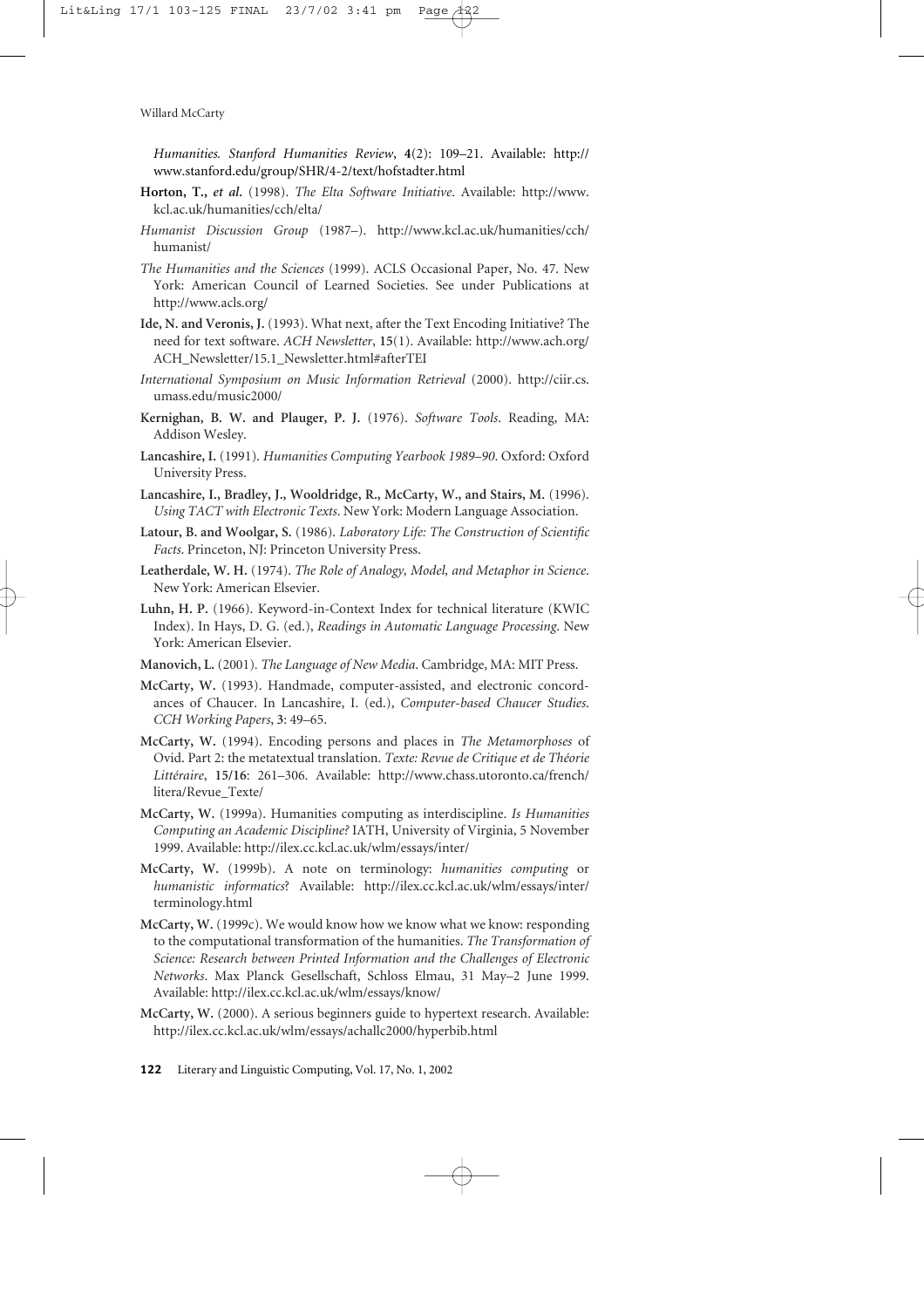*Humanities. Stanford Humanities Review*, **4**(2): 109–21. Available: http://www.stanford.edu/group/SHR/4-2/text/hofstadter.html

**Horton, T.,** ***et al.*** (1998). *The Elta Software Initiative*. Available: http://www.kcl.ac.uk/humanities/cch/elta/

*Humanist Discussion Group* (1987–). http://www.kcl.ac.uk/humanities/cch/humanist/

*The Humanities and the Sciences* (1999). ACLS Occasional Paper, No. 47. New York: American Council of Learned Societies. See under Publications at http://www.acls.org/

**Ide, N. and Veronis, J.** (1993). What next, after the Text Encoding Initiative? The need for text software. *ACH Newsletter*, **15**(1). Available: http://www.ach.org/ACH_Newsletter/15.1_Newsletter.html#afterTEI

*International Symposium on Music Information Retrieval* (2000). http://ciir.cs.umass.edu/music2000/

**Kernighan, B. W. and Plauger, P. J.** (1976). *Software Tools*. Reading, MA: Addison Wesley.

**Lancashire, I.** (1991). *Humanities Computing Yearbook 1989–90*. Oxford: Oxford University Press.

**Lancashire, I., Bradley, J., Wooldridge, R., McCarty, W., and Stairs, M.** (1996). *Using TACT with Electronic Texts*. New York: Modern Language Association.

**Latour, B. and Woolgar, S.** (1986). *Laboratory Life: The Construction of Scientific Facts*. Princeton, NJ: Princeton University Press.

**Leatherdale, W. H.** (1974). *The Role of Analogy, Model, and Metaphor in Science*. New York: American Elsevier.

**Luhn, H. P.** (1966). Keyword-in-Context Index for technical literature (KWIC Index). In Hays, D. G. (ed.), *Readings in Automatic Language Processing*. New York: American Elsevier.

**Manovich, L.** (2001). *The Language of New Media*. Cambridge, MA: MIT Press.

**McCarty, W.** (1993). Handmade, computer-assisted, and electronic concordances of Chaucer. In Lancashire, I. (ed.), *Computer-based Chaucer Studies*. *CCH Working Papers*, **3**: 49–65.

**McCarty, W.** (1994). Encoding persons and places in *The Metamorphoses* of Ovid. Part 2: the metatextual translation. *Texte: Revue de Critique et de Théorie Littéraire*, **15/16**: 261–306. Available: http://www.chass.utoronto.ca/french/litera/Revue_Texte/

**McCarty, W.** (1999a). Humanities computing as interdiscipline. *Is Humanities Computing an Academic Discipline?* IATH, University of Virginia, 5 November 1999. Available: http://ilex.cc.kcl.ac.uk/wlm/essays/inter/

**McCarty, W.** (1999b). A note on terminology: *humanities computing* or *humanistic informatics*? Available: http://ilex.cc.kcl.ac.uk/wlm/essays/inter/terminology.html

**McCarty, W.** (1999c). We would know how we know what we know: responding to the computational transformation of the humanities. *The Transformation of Science: Research between Printed Information and the Challenges of Electronic Networks*. Max Planck Gesellschaft, Schloss Elmau, 31 May–2 June 1999. Available: http://ilex.cc.kcl.ac.uk/wlm/essays/know/

**McCarty, W.** (2000). A serious beginners guide to hypertext research. Available: http://ilex.cc.kcl.ac.uk/wlm/essays/achallc2000/hyperbib.html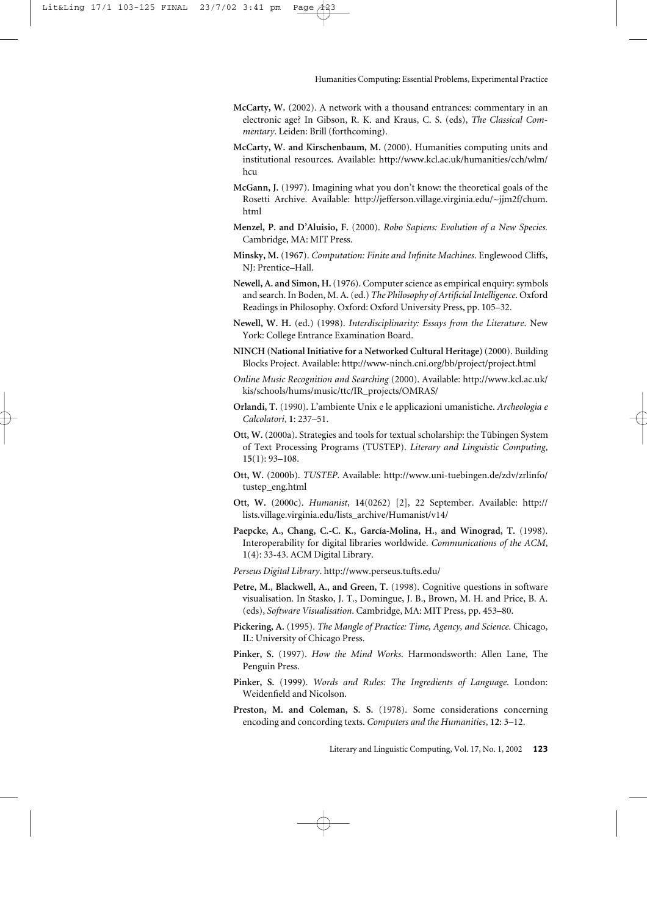**McCarty, W.** (2002). A network with a thousand entrances: commentary in an electronic age? In Gibson, R. K. and Kraus, C. S. (eds), *The Classical Commentary*. Leiden: Brill (forthcoming).

**McCarty, W. and Kirschenbaum, M.** (2000). Humanities computing units and institutional resources. Available: http://www.kcl.ac.uk/humanities/cch/wlm/hcu

**McGann, J.** (1997). Imagining what you don't know: the theoretical goals of the Rosetti Archive. Available: http://jefferson.village.virginia.edu/~jjm2f/chum.html

**Menzel, P. and D'Aluisio, F.** (2000). *Robo Sapiens: Evolution of a New Species.* Cambridge, MA: MIT Press.

**Minsky, M.** (1967). *Computation: Finite and Infinite Machines*. Englewood Cliffs, NJ: Prentice–Hall.

**Newell, A. and Simon, H.** (1976). Computer science as empirical enquiry: symbols and search. In Boden, M. A. (ed.) *The Philosophy of Artificial Intelligence*. Oxford Readings in Philosophy. Oxford: Oxford University Press, pp. 105–32.

**Newell, W. H.** (ed.) (1998). *Interdisciplinarity: Essays from the Literature*. New York: College Entrance Examination Board.

**NINCH (National Initiative for a Networked Cultural Heritage)** (2000). Building Blocks Project. Available: http://www-ninch.cni.org/bb/project/project.html

*Online Music Recognition and Searching* (2000). Available: http://www.kcl.ac.uk/kis/schools/hums/music/ttc/IR_projects/OMRAS/

**Orlandi, T.** (1990). L'ambiente Unix e le applicazioni umanistiche. *Archeologia e Calcolatori*, **1**: 237–51.

**Ott, W.** (2000a). Strategies and tools for textual scholarship: the Tübingen System of Text Processing Programs (TUSTEP). *Literary and Linguistic Computing*, **15**(1): 93–108.

**Ott, W.** (2000b). *TUSTEP*. Available: http://www.uni-tuebingen.de/zdv/zrlinfo/tustep_eng.html

**Ott, W.** (2000c). *Humanist*, **14**(0262) [2], 22 September. Available: http://lists.village.virginia.edu/lists_archive/Humanist/v14/

**Paepcke, A., Chang, C.-C. K., García-Molina, H., and Winograd, T.** (1998). Interoperability for digital libraries worldwide. *Communications of the ACM*, **1**(4): 33-43. ACM Digital Library.

*Perseus Digital Library*. http://www.perseus.tufts.edu/

**Petre, M., Blackwell, A., and Green, T.** (1998). Cognitive questions in software visualisation. In Stasko, J. T., Domingue, J. B., Brown, M. H. and Price, B. A. (eds), *Software Visualisation*. Cambridge, MA: MIT Press, pp. 453–80.

**Pickering, A.** (1995). *The Mangle of Practice: Time, Agency, and Science*. Chicago, IL: University of Chicago Press.

**Pinker, S.** (1997). *How the Mind Works*. Harmondsworth: Allen Lane, The Penguin Press.

**Pinker, S.** (1999). *Words and Rules: The Ingredients of Language*. London: Weidenfield and Nicolson.

**Preston, M. and Coleman, S. S.** (1978). Some considerations concerning encoding and concording texts. *Computers and the Humanities*, **12**: 3–12.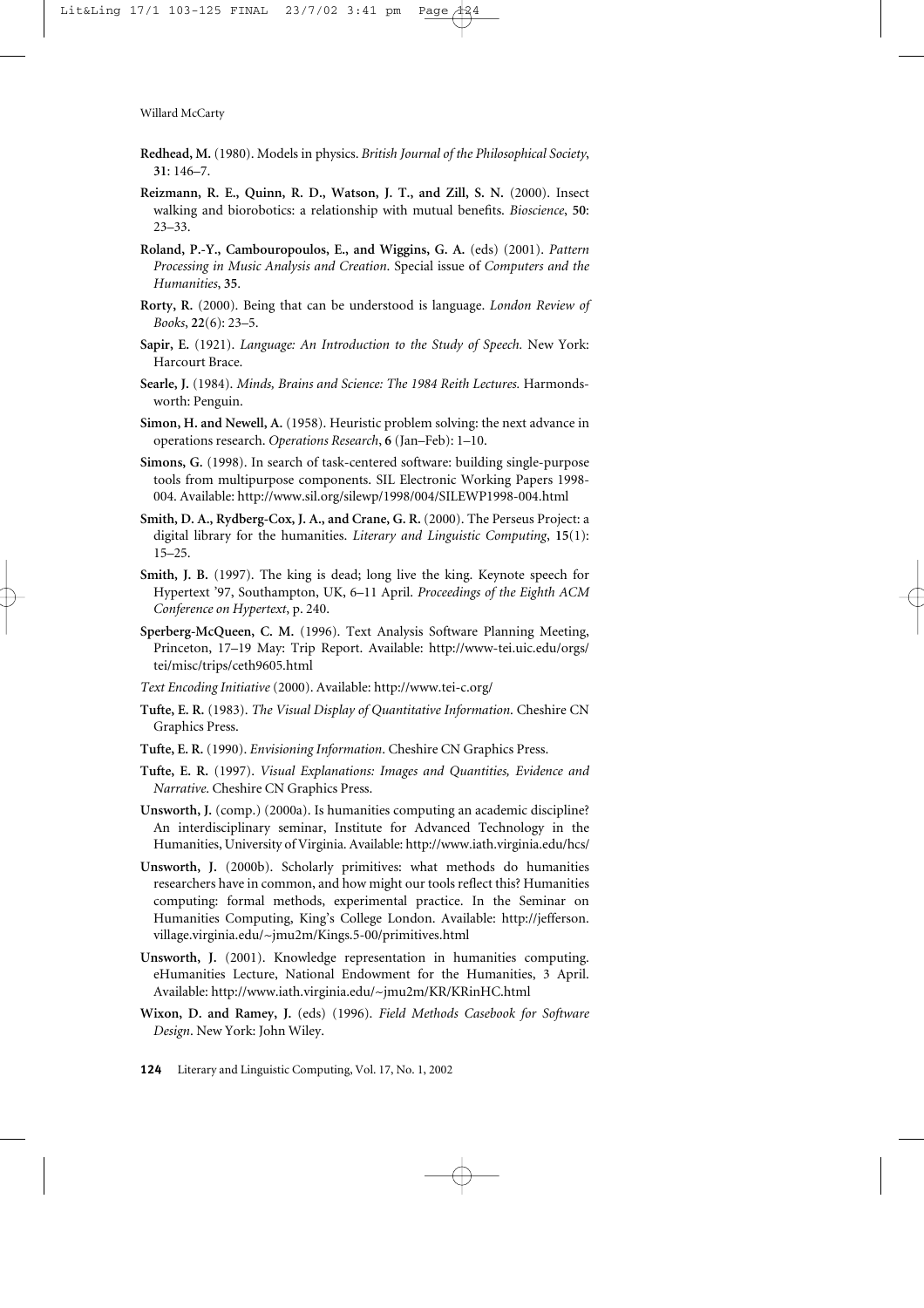**Redhead, M.** (1980). Models in physics. *British Journal of the Philosophical Society*, **31**: 146–7.

**Reizmann, R. E., Quinn, R. D., Watson, J. T., and Zill, S. N.** (2000). Insect walking and biorobotics: a relationship with mutual benefits. *Bioscience*, **50**: 23–33.

**Roland, P.-Y., Cambouropoulos, E., and Wiggins, G. A.** (eds) (2001). *Pattern Processing in Music Analysis and Creation*. Special issue of *Computers and the Humanities*, **35**.

**Rorty, R.** (2000). Being that can be understood is language. *London Review of Books*, **22**(6): 23–5.

**Sapir, E.** (1921). *Language: An Introduction to the Study of Speech.* New York: Harcourt Brace.

**Searle, J.** (1984). *Minds, Brains and Science: The 1984 Reith Lectures.* Harmondsworth: Penguin.

**Simon, H. and Newell, A.** (1958). Heuristic problem solving: the next advance in operations research. *Operations Research*, **6** (Jan–Feb): 1–10.

**Simons, G.** (1998). In search of task-centered software: building single-purpose tools from multipurpose components. SIL Electronic Working Papers 1998-004. Available: http://www.sil.org/silewp/1998/004/SILEWP1998-004.html

**Smith, D. A., Rydberg-Cox, J. A., and Crane, G. R.** (2000). The Perseus Project: a digital library for the humanities. *Literary and Linguistic Computing*, **15**(1): 15–25.

**Smith, J. B.** (1997). The king is dead; long live the king. Keynote speech for Hypertext '97, Southampton, UK, 6–11 April. *Proceedings of the Eighth ACM Conference on Hypertext*, p. 240.

**Sperberg-McQueen, C. M.** (1996). Text Analysis Software Planning Meeting, Princeton, 17–19 May: Trip Report. Available: http://www-tei.uic.edu/orgs/tei/misc/trips/ceth9605.html

*Text Encoding Initiative* (2000). Available: http://www.tei-c.org/

**Tufte, E. R.** (1983). *The Visual Display of Quantitative Information*. Cheshire CN Graphics Press.

**Tufte, E. R.** (1990). *Envisioning Information*. Cheshire CN Graphics Press.

**Tufte, E. R.** (1997). *Visual Explanations: Images and Quantities, Evidence and Narrative*. Cheshire CN Graphics Press.

**Unsworth, J.** (comp.) (2000a). Is humanities computing an academic discipline? An interdisciplinary seminar, Institute for Advanced Technology in the Humanities, University of Virginia. Available: http://www.iath.virginia.edu/hcs/

**Unsworth, J.** (2000b). Scholarly primitives: what methods do humanities researchers have in common, and how might our tools reflect this? Humanities computing: formal methods, experimental practice. In the Seminar on Humanities Computing, King's College London. Available: http://jefferson.village.virginia.edu/~jmu2m/Kings.5-00/primitives.html

**Unsworth, J.** (2001). Knowledge representation in humanities computing. eHumanities Lecture, National Endowment for the Humanities, 3 April. Available: http://www.iath.virginia.edu/~jmu2m/KR/KRinHC.html

**Wixon, D. and Ramey, J.** (eds) (1996). *Field Methods Casebook for Software Design*. New York: John Wiley.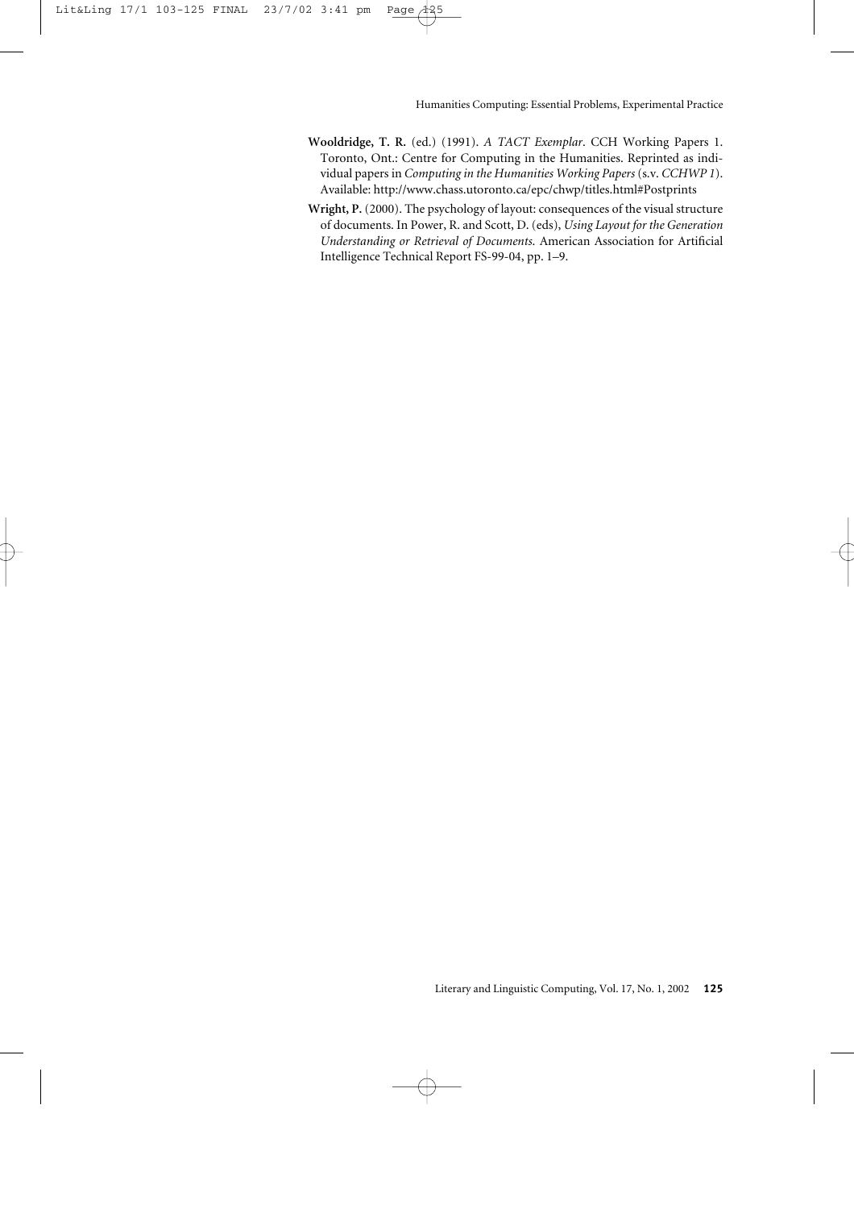**Wooldridge, T. R.** (ed.) (1991). *A TACT Exemplar*. CCH Working Papers 1. Toronto, Ont.: Centre for Computing in the Humanities. Reprinted as individual papers in *Computing in the Humanities Working Papers* (s.v. *CCHWP 1*). Available: http://www.chass.utoronto.ca/epc/chwp/titles.html#Postprints

**Wright, P.** (2000). The psychology of layout: consequences of the visual structure of documents. In Power, R. and Scott, D. (eds), *Using Layout for the Generation Understanding or Retrieval of Documents.* American Association for Artificial Intelligence Technical Report FS-99-04, pp. 1–9.